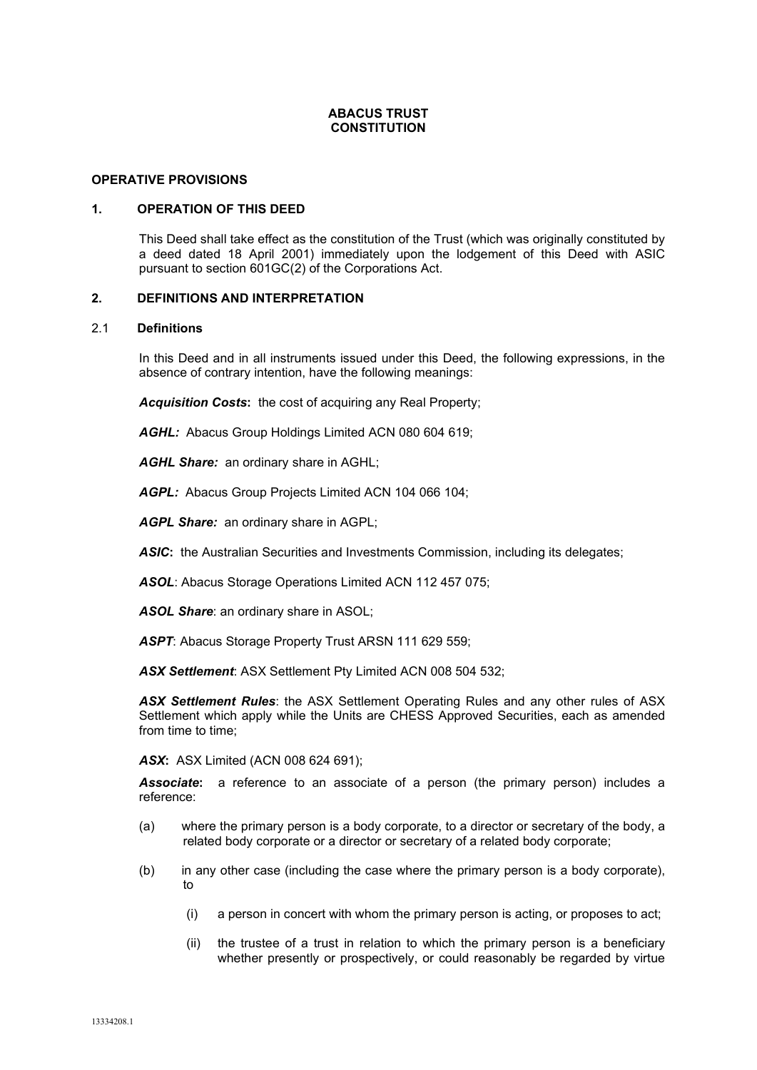# ABACUS TRUST CONSTITUTION

## OPERATIVE PROVISIONS

### 1. OPERATION OF THIS DEED

This Deed shall take effect as the constitution of the Trust (which was originally constituted by a deed dated 18 April 2001) immediately upon the lodgement of this Deed with ASIC pursuant to section 601GC(2) of the Corporations Act.

### 2. DEFINITIONS AND INTERPRETATION

#### 2.1 Definitions

In this Deed and in all instruments issued under this Deed, the following expressions, in the absence of contrary intention, have the following meanings:

***Acquisition Costs*****:** the cost of acquiring any Real Property;

***AGHL:*** Abacus Group Holdings Limited ACN 080 604 619;

***AGHL Share:*** an ordinary share in AGHL;

***AGPL:*** Abacus Group Projects Limited ACN 104 066 104;

***AGPL Share:*** an ordinary share in AGPL;

***ASIC*****:** the Australian Securities and Investments Commission, including its delegates;

***ASOL***: Abacus Storage Operations Limited ACN 112 457 075;

***ASOL Share***: an ordinary share in ASOL;

***ASPT***: Abacus Storage Property Trust ARSN 111 629 559;

***ASX Settlement***: ASX Settlement Pty Limited ACN 008 504 532;

***ASX Settlement Rules***: the ASX Settlement Operating Rules and any other rules of ASX Settlement which apply while the Units are CHESS Approved Securities, each as amended from time to time;

***ASX*****:** ASX Limited (ACN 008 624 691);

***Associate*****:** a reference to an associate of a person (the primary person) includes a reference:

(a) where the primary person is a body corporate, to a director or secretary of the body, a related body corporate or a director or secretary of a related body corporate;

(b) in any other case (including the case where the primary person is a body corporate), to

   (i) a person in concert with whom the primary person is acting, or proposes to act;

   (ii) the trustee of a trust in relation to which the primary person is a beneficiary whether presently or prospectively, or could reasonably be regarded by virtue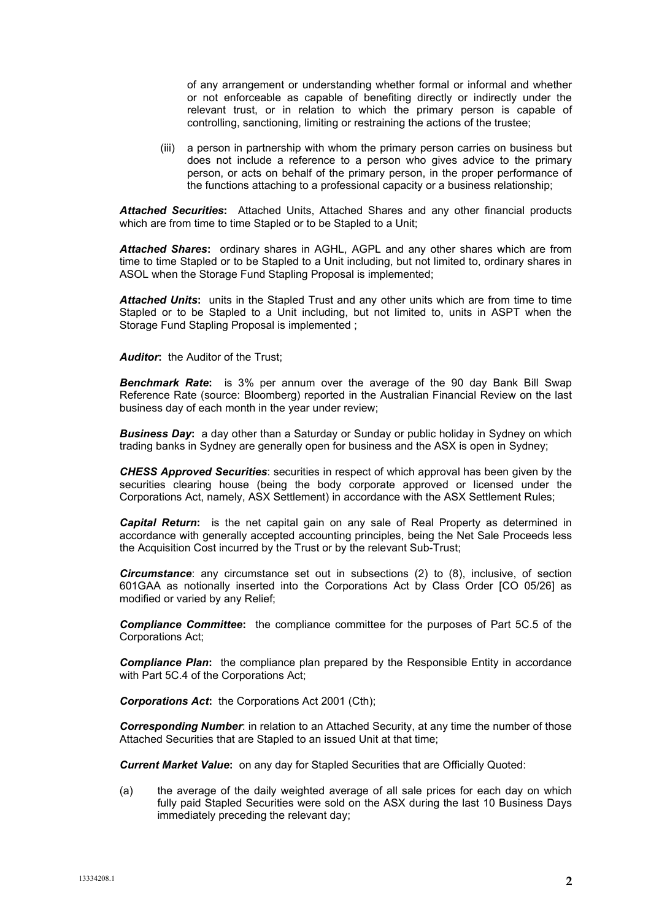of any arrangement or understanding whether formal or informal and whether or not enforceable as capable of benefiting directly or indirectly under the relevant trust, or in relation to which the primary person is capable of controlling, sanctioning, limiting or restraining the actions of the trustee;

(iii) a person in partnership with whom the primary person carries on business but does not include a reference to a person who gives advice to the primary person, or acts on behalf of the primary person, in the proper performance of the functions attaching to a professional capacity or a business relationship;

***Attached Securities*****:** Attached Units, Attached Shares and any other financial products which are from time to time Stapled or to be Stapled to a Unit;

***Attached Shares*****:** ordinary shares in AGHL, AGPL and any other shares which are from time to time Stapled or to be Stapled to a Unit including, but not limited to, ordinary shares in ASOL when the Storage Fund Stapling Proposal is implemented;

***Attached Units*****:** units in the Stapled Trust and any other units which are from time to time Stapled or to be Stapled to a Unit including, but not limited to, units in ASPT when the Storage Fund Stapling Proposal is implemented ;

***Auditor*****:** the Auditor of the Trust;

***Benchmark Rate*****:** is 3% per annum over the average of the 90 day Bank Bill Swap Reference Rate (source: Bloomberg) reported in the Australian Financial Review on the last business day of each month in the year under review;

***Business Day*****:** a day other than a Saturday or Sunday or public holiday in Sydney on which trading banks in Sydney are generally open for business and the ASX is open in Sydney;

***CHESS Approved Securities***: securities in respect of which approval has been given by the securities clearing house (being the body corporate approved or licensed under the Corporations Act, namely, ASX Settlement) in accordance with the ASX Settlement Rules;

***Capital Return*****:** is the net capital gain on any sale of Real Property as determined in accordance with generally accepted accounting principles, being the Net Sale Proceeds less the Acquisition Cost incurred by the Trust or by the relevant Sub-Trust;

***Circumstance***: any circumstance set out in subsections (2) to (8), inclusive, of section 601GAA as notionally inserted into the Corporations Act by Class Order [CO 05/26] as modified or varied by any Relief;

***Compliance Committee*****:** the compliance committee for the purposes of Part 5C.5 of the Corporations Act;

***Compliance Plan*****:** the compliance plan prepared by the Responsible Entity in accordance with Part 5C.4 of the Corporations Act;

***Corporations Act*****:** the Corporations Act 2001 (Cth);

***Corresponding Number***: in relation to an Attached Security, at any time the number of those Attached Securities that are Stapled to an issued Unit at that time;

***Current Market Value*****:** on any day for Stapled Securities that are Officially Quoted:

(a) the average of the daily weighted average of all sale prices for each day on which fully paid Stapled Securities were sold on the ASX during the last 10 Business Days immediately preceding the relevant day;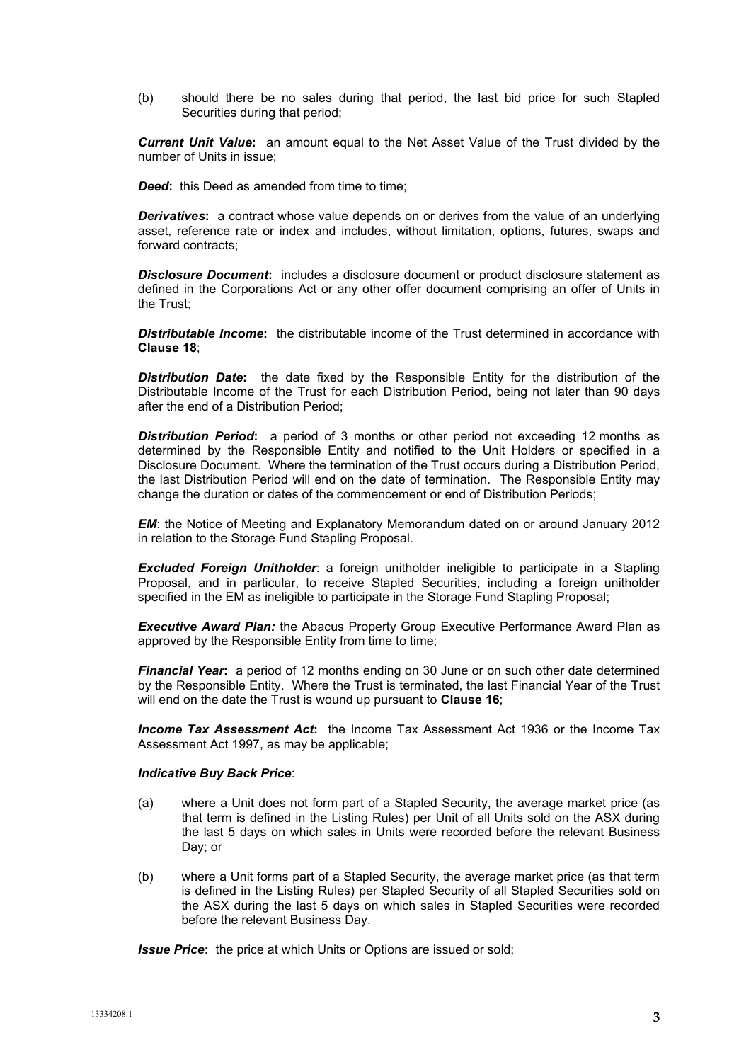(b) should there be no sales during that period, the last bid price for such Stapled Securities during that period;

***Current Unit Value*:** an amount equal to the Net Asset Value of the Trust divided by the number of Units in issue;

***Deed*:** this Deed as amended from time to time;

***Derivatives*:** a contract whose value depends on or derives from the value of an underlying asset, reference rate or index and includes, without limitation, options, futures, swaps and forward contracts;

***Disclosure Document*:** includes a disclosure document or product disclosure statement as defined in the Corporations Act or any other offer document comprising an offer of Units in the Trust;

***Distributable Income*:** the distributable income of the Trust determined in accordance with **Clause 18**;

***Distribution Date*:** the date fixed by the Responsible Entity for the distribution of the Distributable Income of the Trust for each Distribution Period, being not later than 90 days after the end of a Distribution Period;

***Distribution Period*:** a period of 3 months or other period not exceeding 12 months as determined by the Responsible Entity and notified to the Unit Holders or specified in a Disclosure Document. Where the termination of the Trust occurs during a Distribution Period, the last Distribution Period will end on the date of termination. The Responsible Entity may change the duration or dates of the commencement or end of Distribution Periods;

***EM***: the Notice of Meeting and Explanatory Memorandum dated on or around January 2012 in relation to the Storage Fund Stapling Proposal.

***Excluded Foreign Unitholder***: a foreign unitholder ineligible to participate in a Stapling Proposal, and in particular, to receive Stapled Securities, including a foreign unitholder specified in the EM as ineligible to participate in the Storage Fund Stapling Proposal;

***Executive Award Plan:*** the Abacus Property Group Executive Performance Award Plan as approved by the Responsible Entity from time to time;

***Financial Year*:** a period of 12 months ending on 30 June or on such other date determined by the Responsible Entity. Where the Trust is terminated, the last Financial Year of the Trust will end on the date the Trust is wound up pursuant to **Clause 16**;

***Income Tax Assessment Act*:** the Income Tax Assessment Act 1936 or the Income Tax Assessment Act 1997, as may be applicable;

***Indicative Buy Back Price***:

(a) where a Unit does not form part of a Stapled Security, the average market price (as that term is defined in the Listing Rules) per Unit of all Units sold on the ASX during the last 5 days on which sales in Units were recorded before the relevant Business Day; or

(b) where a Unit forms part of a Stapled Security, the average market price (as that term is defined in the Listing Rules) per Stapled Security of all Stapled Securities sold on the ASX during the last 5 days on which sales in Stapled Securities were recorded before the relevant Business Day.

***Issue Price*:** the price at which Units or Options are issued or sold;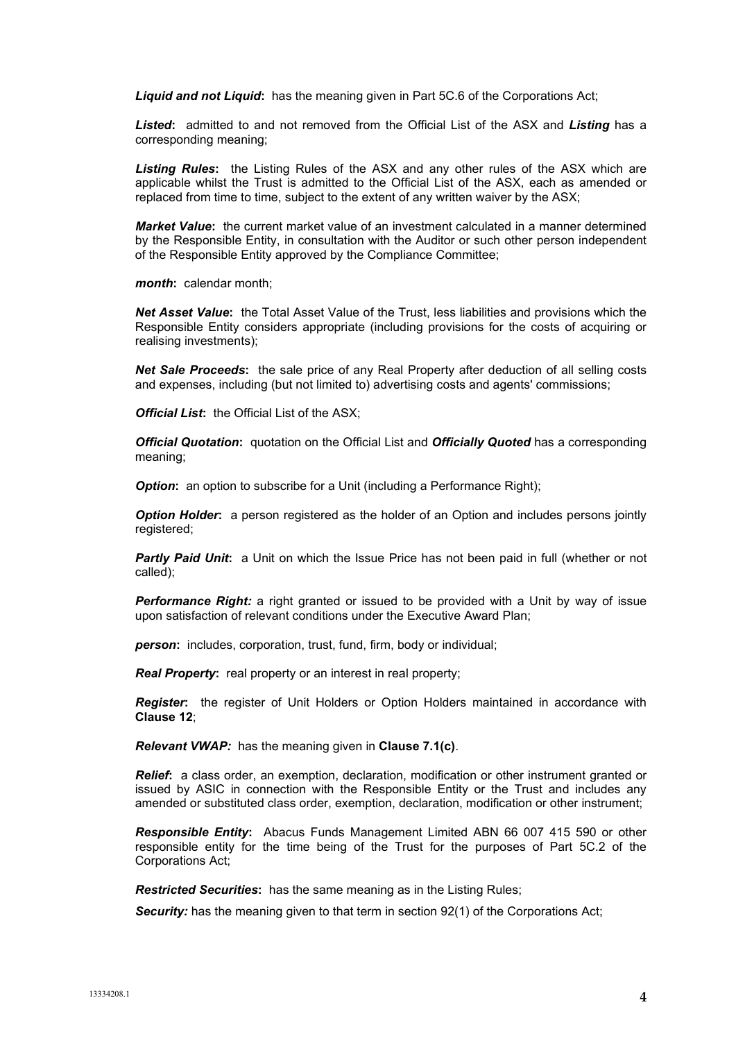***Liquid and not Liquid*:** has the meaning given in Part 5C.6 of the Corporations Act;

***Listed*:** admitted to and not removed from the Official List of the ASX and ***Listing*** has a corresponding meaning;

***Listing Rules*:** the Listing Rules of the ASX and any other rules of the ASX which are applicable whilst the Trust is admitted to the Official List of the ASX, each as amended or replaced from time to time, subject to the extent of any written waiver by the ASX;

***Market Value*:** the current market value of an investment calculated in a manner determined by the Responsible Entity, in consultation with the Auditor or such other person independent of the Responsible Entity approved by the Compliance Committee;

***month*:** calendar month;

***Net Asset Value*:** the Total Asset Value of the Trust, less liabilities and provisions which the Responsible Entity considers appropriate (including provisions for the costs of acquiring or realising investments);

***Net Sale Proceeds*:** the sale price of any Real Property after deduction of all selling costs and expenses, including (but not limited to) advertising costs and agents' commissions;

***Official List*:** the Official List of the ASX;

***Official Quotation*:** quotation on the Official List and ***Officially Quoted*** has a corresponding meaning;

***Option*:** an option to subscribe for a Unit (including a Performance Right);

***Option Holder*:** a person registered as the holder of an Option and includes persons jointly registered;

***Partly Paid Unit*:** a Unit on which the Issue Price has not been paid in full (whether or not called);

***Performance Right:*** a right granted or issued to be provided with a Unit by way of issue upon satisfaction of relevant conditions under the Executive Award Plan;

***person*:** includes, corporation, trust, fund, firm, body or individual;

***Real Property*:** real property or an interest in real property;

***Register*:** the register of Unit Holders or Option Holders maintained in accordance with **Clause 12**;

***Relevant VWAP:*** has the meaning given in **Clause 7.1(c)**.

***Relief*:** a class order, an exemption, declaration, modification or other instrument granted or issued by ASIC in connection with the Responsible Entity or the Trust and includes any amended or substituted class order, exemption, declaration, modification or other instrument;

***Responsible Entity*:** Abacus Funds Management Limited ABN 66 007 415 590 or other responsible entity for the time being of the Trust for the purposes of Part 5C.2 of the Corporations Act;

***Restricted Securities*:** has the same meaning as in the Listing Rules;

***Security:*** has the meaning given to that term in section 92(1) of the Corporations Act;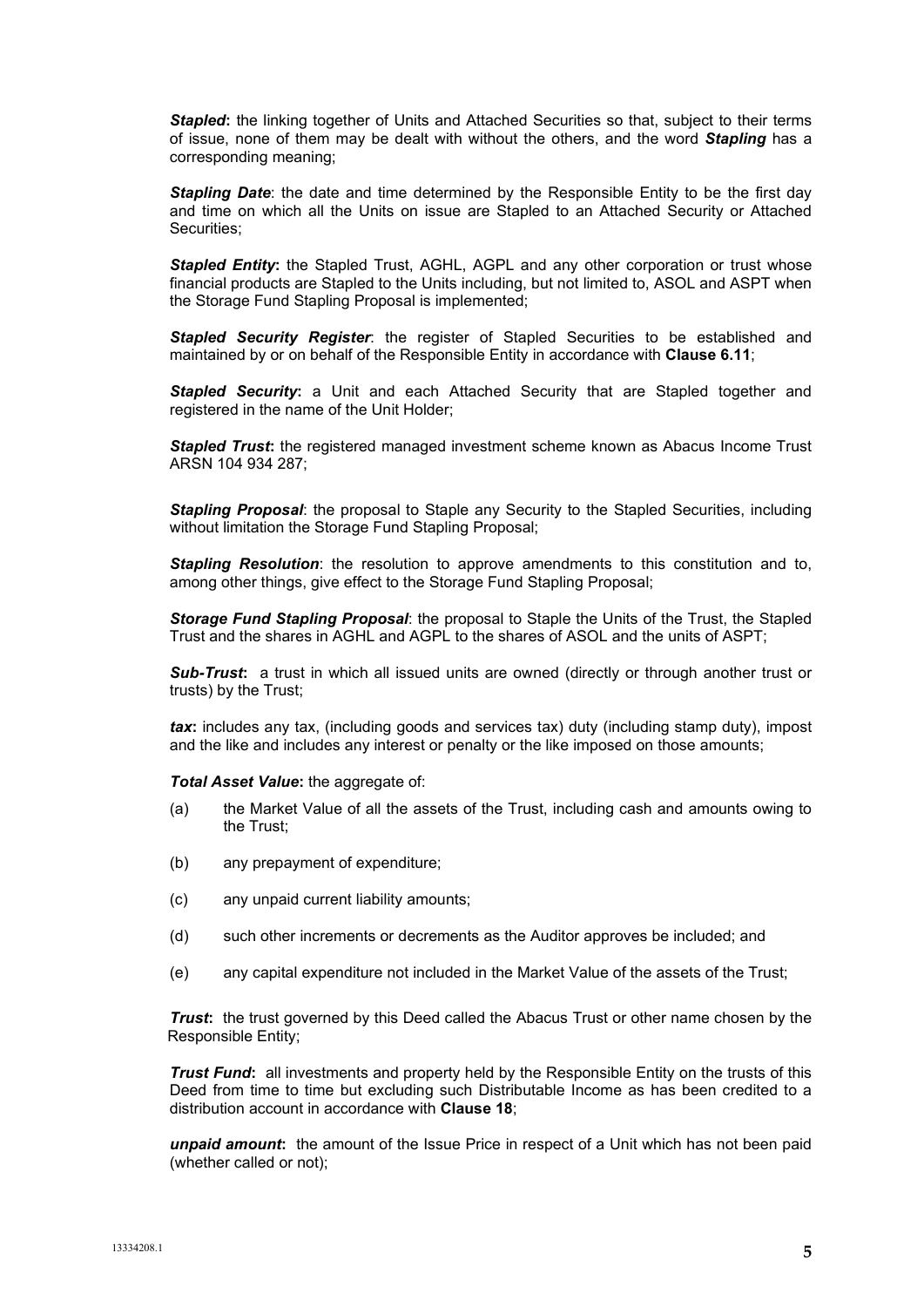***Stapled*****:** the linking together of Units and Attached Securities so that, subject to their terms of issue, none of them may be dealt with without the others, and the word ***Stapling*** has a corresponding meaning;

***Stapling Date***: the date and time determined by the Responsible Entity to be the first day and time on which all the Units on issue are Stapled to an Attached Security or Attached Securities;

***Stapled Entity*****:** the Stapled Trust, AGHL, AGPL and any other corporation or trust whose financial products are Stapled to the Units including, but not limited to, ASOL and ASPT when the Storage Fund Stapling Proposal is implemented;

***Stapled Security Register***: the register of Stapled Securities to be established and maintained by or on behalf of the Responsible Entity in accordance with **Clause 6.11**;

***Stapled Security*****:** a Unit and each Attached Security that are Stapled together and registered in the name of the Unit Holder;

***Stapled Trust*****:** the registered managed investment scheme known as Abacus Income Trust ARSN 104 934 287;

***Stapling Proposal***: the proposal to Staple any Security to the Stapled Securities, including without limitation the Storage Fund Stapling Proposal;

***Stapling Resolution***: the resolution to approve amendments to this constitution and to, among other things, give effect to the Storage Fund Stapling Proposal;

***Storage Fund Stapling Proposal***: the proposal to Staple the Units of the Trust, the Stapled Trust and the shares in AGHL and AGPL to the shares of ASOL and the units of ASPT;

***Sub-Trust*****:** a trust in which all issued units are owned (directly or through another trust or trusts) by the Trust;

***tax*****:** includes any tax, (including goods and services tax) duty (including stamp duty), impost and the like and includes any interest or penalty or the like imposed on those amounts;

***Total Asset Value*****:** the aggregate of:

(a) the Market Value of all the assets of the Trust, including cash and amounts owing to the Trust;

(b) any prepayment of expenditure;

(c) any unpaid current liability amounts;

(d) such other increments or decrements as the Auditor approves be included; and

(e) any capital expenditure not included in the Market Value of the assets of the Trust;

***Trust*****:** the trust governed by this Deed called the Abacus Trust or other name chosen by the Responsible Entity;

***Trust Fund*****:** all investments and property held by the Responsible Entity on the trusts of this Deed from time to time but excluding such Distributable Income as has been credited to a distribution account in accordance with **Clause 18**;

***unpaid amount*****:** the amount of the Issue Price in respect of a Unit which has not been paid (whether called or not);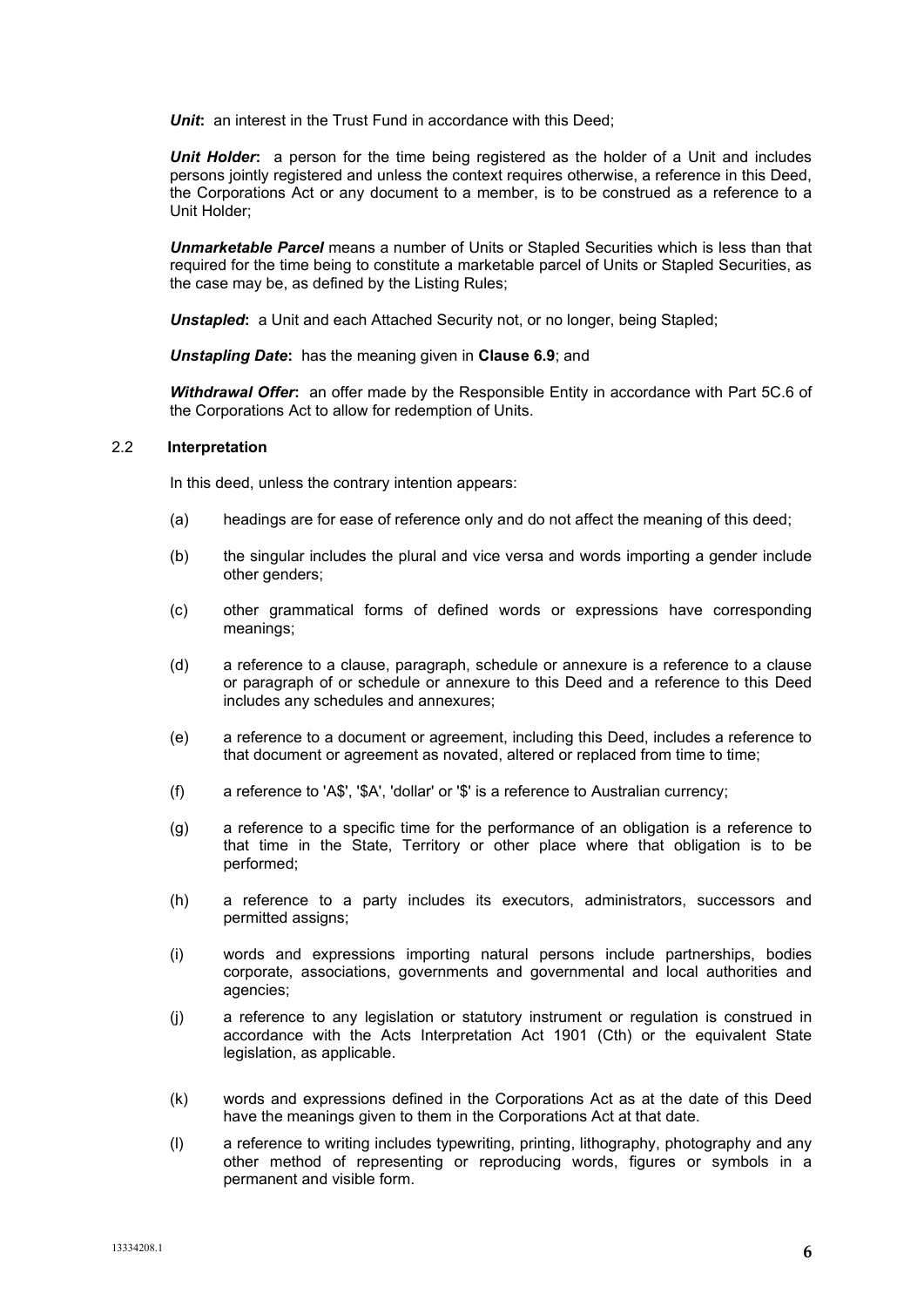***Unit*****:** an interest in the Trust Fund in accordance with this Deed;

***Unit Holder*****:** a person for the time being registered as the holder of a Unit and includes persons jointly registered and unless the context requires otherwise, a reference in this Deed, the Corporations Act or any document to a member, is to be construed as a reference to a Unit Holder;

***Unmarketable Parcel*** means a number of Units or Stapled Securities which is less than that required for the time being to constitute a marketable parcel of Units or Stapled Securities, as the case may be, as defined by the Listing Rules;

***Unstapled*****:** a Unit and each Attached Security not, or no longer, being Stapled;

***Unstapling Date*****:** has the meaning given in **Clause 6.9**; and

***Withdrawal Offer*****:** an offer made by the Responsible Entity in accordance with Part 5C.6 of the Corporations Act to allow for redemption of Units.

### 2.2 Interpretation

In this deed, unless the contrary intention appears:

(a) headings are for ease of reference only and do not affect the meaning of this deed;

(b) the singular includes the plural and vice versa and words importing a gender include other genders;

(c) other grammatical forms of defined words or expressions have corresponding meanings;

(d) a reference to a clause, paragraph, schedule or annexure is a reference to a clause or paragraph of or schedule or annexure to this Deed and a reference to this Deed includes any schedules and annexures;

(e) a reference to a document or agreement, including this Deed, includes a reference to that document or agreement as novated, altered or replaced from time to time;

(f) a reference to 'A$', '$A', 'dollar' or '$' is a reference to Australian currency;

(g) a reference to a specific time for the performance of an obligation is a reference to that time in the State, Territory or other place where that obligation is to be performed;

(h) a reference to a party includes its executors, administrators, successors and permitted assigns;

(i) words and expressions importing natural persons include partnerships, bodies corporate, associations, governments and governmental and local authorities and agencies;

(j) a reference to any legislation or statutory instrument or regulation is construed in accordance with the Acts Interpretation Act 1901 (Cth) or the equivalent State legislation, as applicable.

(k) words and expressions defined in the Corporations Act as at the date of this Deed have the meanings given to them in the Corporations Act at that date.

(l) a reference to writing includes typewriting, printing, lithography, photography and any other method of representing or reproducing words, figures or symbols in a permanent and visible form.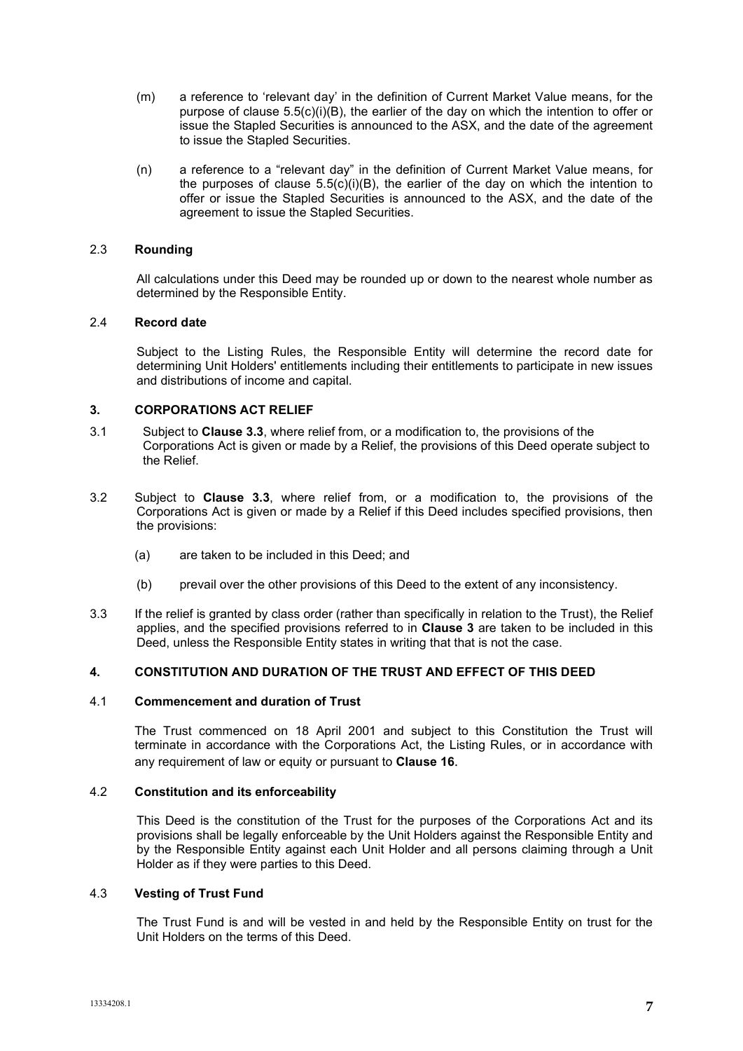(m) a reference to 'relevant day' in the definition of Current Market Value means, for the purpose of clause 5.5(c)(i)(B), the earlier of the day on which the intention to offer or issue the Stapled Securities is announced to the ASX, and the date of the agreement to issue the Stapled Securities.

(n) a reference to a "relevant day" in the definition of Current Market Value means, for the purposes of clause 5.5(c)(i)(B), the earlier of the day on which the intention to offer or issue the Stapled Securities is announced to the ASX, and the date of the agreement to issue the Stapled Securities.

### 2.3 Rounding

All calculations under this Deed may be rounded up or down to the nearest whole number as determined by the Responsible Entity.

### 2.4 Record date

Subject to the Listing Rules, the Responsible Entity will determine the record date for determining Unit Holders' entitlements including their entitlements to participate in new issues and distributions of income and capital.

## 3. CORPORATIONS ACT RELIEF

3.1 Subject to **Clause 3.3**, where relief from, or a modification to, the provisions of the Corporations Act is given or made by a Relief, the provisions of this Deed operate subject to the Relief.

3.2 Subject to **Clause 3.3**, where relief from, or a modification to, the provisions of the Corporations Act is given or made by a Relief if this Deed includes specified provisions, then the provisions:

(a) are taken to be included in this Deed; and

(b) prevail over the other provisions of this Deed to the extent of any inconsistency.

3.3 If the relief is granted by class order (rather than specifically in relation to the Trust), the Relief applies, and the specified provisions referred to in **Clause 3** are taken to be included in this Deed, unless the Responsible Entity states in writing that that is not the case.

## 4. CONSTITUTION AND DURATION OF THE TRUST AND EFFECT OF THIS DEED

### 4.1 Commencement and duration of Trust

The Trust commenced on 18 April 2001 and subject to this Constitution the Trust will terminate in accordance with the Corporations Act, the Listing Rules, or in accordance with any requirement of law or equity or pursuant to **Clause 16**.

### 4.2 Constitution and its enforceability

This Deed is the constitution of the Trust for the purposes of the Corporations Act and its provisions shall be legally enforceable by the Unit Holders against the Responsible Entity and by the Responsible Entity against each Unit Holder and all persons claiming through a Unit Holder as if they were parties to this Deed.

### 4.3 Vesting of Trust Fund

The Trust Fund is and will be vested in and held by the Responsible Entity on trust for the Unit Holders on the terms of this Deed.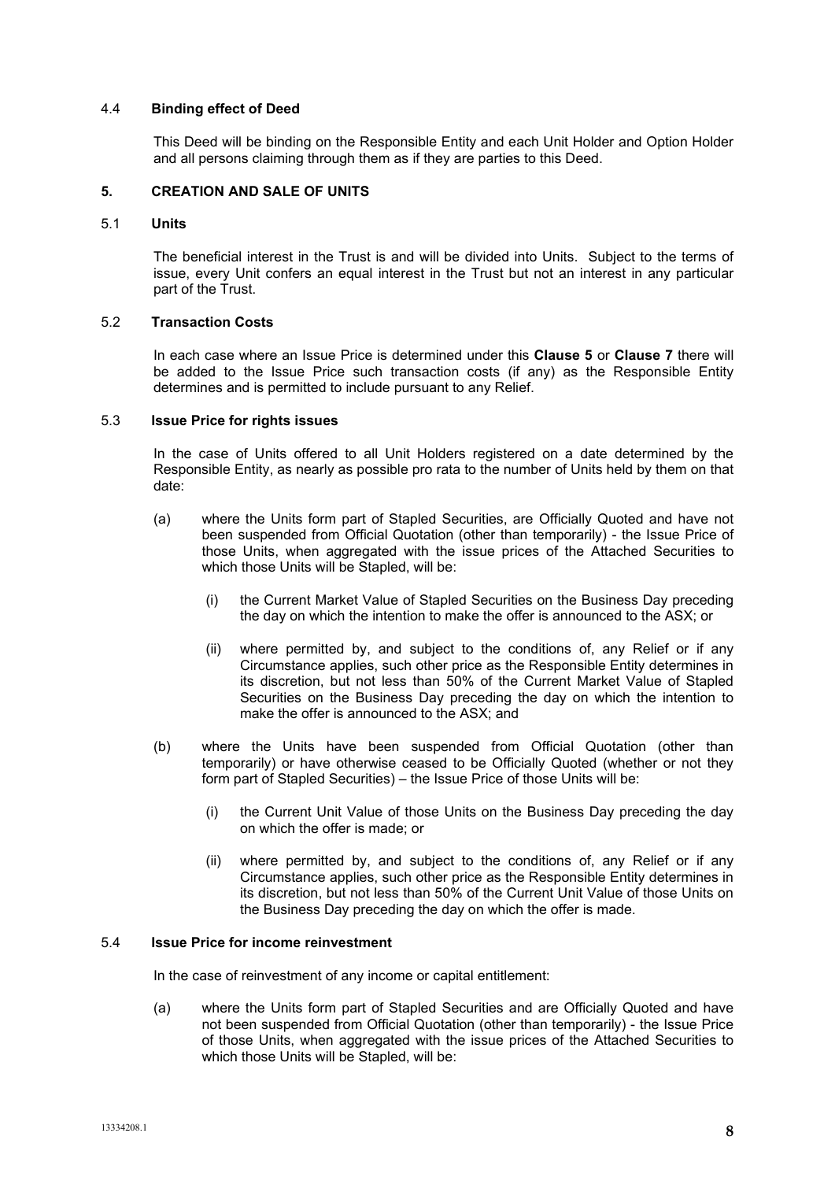### 4.4 **Binding effect of Deed**

This Deed will be binding on the Responsible Entity and each Unit Holder and Option Holder and all persons claiming through them as if they are parties to this Deed.

## 5. CREATION AND SALE OF UNITS

### 5.1 **Units**

The beneficial interest in the Trust is and will be divided into Units. Subject to the terms of issue, every Unit confers an equal interest in the Trust but not an interest in any particular part of the Trust.

### 5.2 **Transaction Costs**

In each case where an Issue Price is determined under this **Clause 5** or **Clause 7** there will be added to the Issue Price such transaction costs (if any) as the Responsible Entity determines and is permitted to include pursuant to any Relief.

### 5.3 **Issue Price for rights issues**

In the case of Units offered to all Unit Holders registered on a date determined by the Responsible Entity, as nearly as possible pro rata to the number of Units held by them on that date:

(a) where the Units form part of Stapled Securities, are Officially Quoted and have not been suspended from Official Quotation (other than temporarily) - the Issue Price of those Units, when aggregated with the issue prices of the Attached Securities to which those Units will be Stapled, will be:

  (i) the Current Market Value of Stapled Securities on the Business Day preceding the day on which the intention to make the offer is announced to the ASX; or

  (ii) where permitted by, and subject to the conditions of, any Relief or if any Circumstance applies, such other price as the Responsible Entity determines in its discretion, but not less than 50% of the Current Market Value of Stapled Securities on the Business Day preceding the day on which the intention to make the offer is announced to the ASX; and

(b) where the Units have been suspended from Official Quotation (other than temporarily) or have otherwise ceased to be Officially Quoted (whether or not they form part of Stapled Securities) – the Issue Price of those Units will be:

  (i) the Current Unit Value of those Units on the Business Day preceding the day on which the offer is made; or

  (ii) where permitted by, and subject to the conditions of, any Relief or if any Circumstance applies, such other price as the Responsible Entity determines in its discretion, but not less than 50% of the Current Unit Value of those Units on the Business Day preceding the day on which the offer is made.

### 5.4 **Issue Price for income reinvestment**

In the case of reinvestment of any income or capital entitlement:

(a) where the Units form part of Stapled Securities and are Officially Quoted and have not been suspended from Official Quotation (other than temporarily) - the Issue Price of those Units, when aggregated with the issue prices of the Attached Securities to which those Units will be Stapled, will be: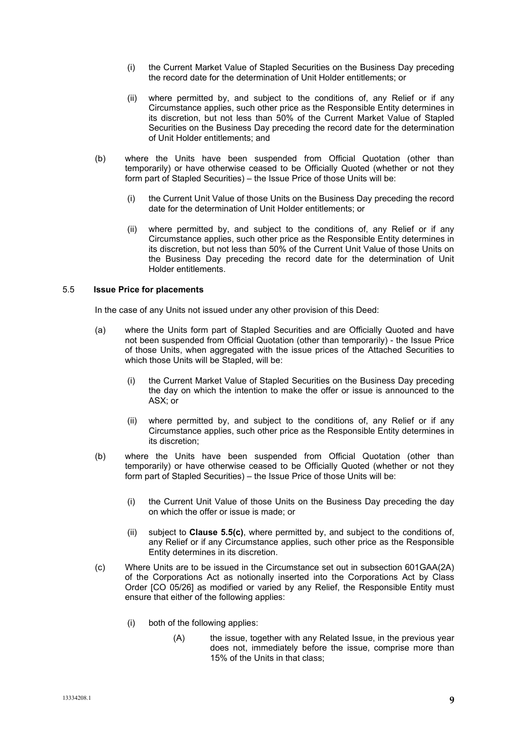(i) the Current Market Value of Stapled Securities on the Business Day preceding the record date for the determination of Unit Holder entitlements; or

(ii) where permitted by, and subject to the conditions of, any Relief or if any Circumstance applies, such other price as the Responsible Entity determines in its discretion, but not less than 50% of the Current Market Value of Stapled Securities on the Business Day preceding the record date for the determination of Unit Holder entitlements; and

(b) where the Units have been suspended from Official Quotation (other than temporarily) or have otherwise ceased to be Officially Quoted (whether or not they form part of Stapled Securities) – the Issue Price of those Units will be:

(i) the Current Unit Value of those Units on the Business Day preceding the record date for the determination of Unit Holder entitlements; or

(ii) where permitted by, and subject to the conditions of, any Relief or if any Circumstance applies, such other price as the Responsible Entity determines in its discretion, but not less than 50% of the Current Unit Value of those Units on the Business Day preceding the record date for the determination of Unit Holder entitlements.

5.5 **Issue Price for placements**

In the case of any Units not issued under any other provision of this Deed:

(a) where the Units form part of Stapled Securities and are Officially Quoted and have not been suspended from Official Quotation (other than temporarily) - the Issue Price of those Units, when aggregated with the issue prices of the Attached Securities to which those Units will be Stapled, will be:

(i) the Current Market Value of Stapled Securities on the Business Day preceding the day on which the intention to make the offer or issue is announced to the ASX; or

(ii) where permitted by, and subject to the conditions of, any Relief or if any Circumstance applies, such other price as the Responsible Entity determines in its discretion;

(b) where the Units have been suspended from Official Quotation (other than temporarily) or have otherwise ceased to be Officially Quoted (whether or not they form part of Stapled Securities) – the Issue Price of those Units will be:

(i) the Current Unit Value of those Units on the Business Day preceding the day on which the offer or issue is made; or

(ii) subject to **Clause 5.5(c)**, where permitted by, and subject to the conditions of, any Relief or if any Circumstance applies, such other price as the Responsible Entity determines in its discretion.

(c) Where Units are to be issued in the Circumstance set out in subsection 601GAA(2A) of the Corporations Act as notionally inserted into the Corporations Act by Class Order [CO 05/26] as modified or varied by any Relief, the Responsible Entity must ensure that either of the following applies:

(i) both of the following applies:

(A) the issue, together with any Related Issue, in the previous year does not, immediately before the issue, comprise more than 15% of the Units in that class;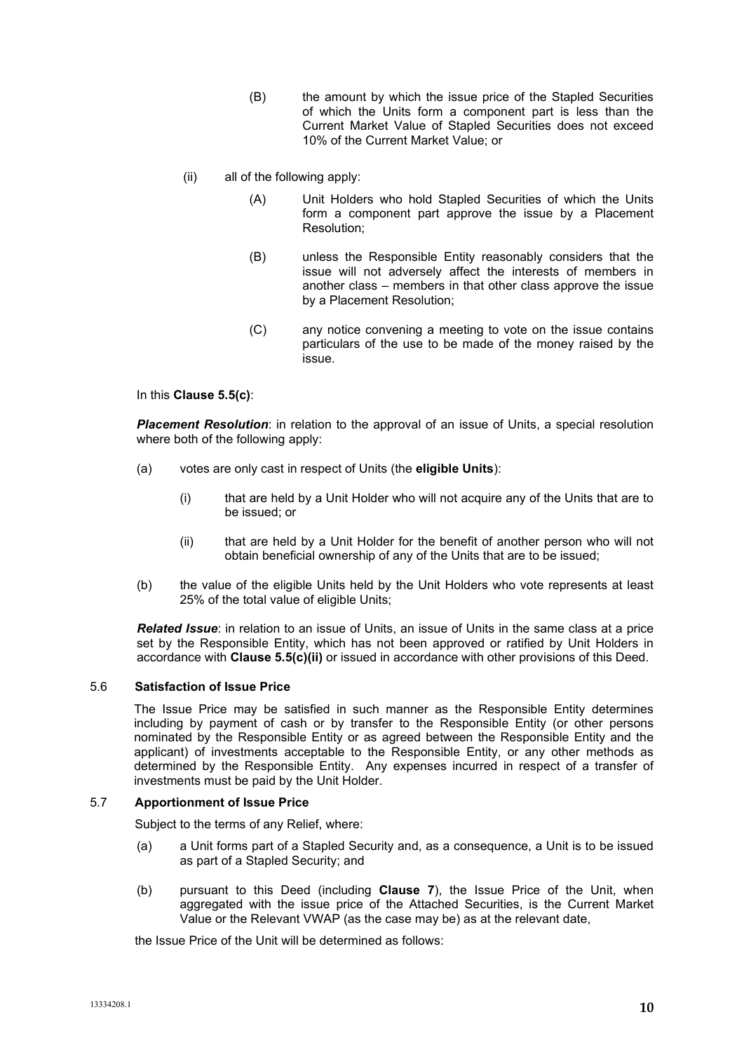(B) the amount by which the issue price of the Stapled Securities of which the Units form a component part is less than the Current Market Value of Stapled Securities does not exceed 10% of the Current Market Value; or

(ii) all of the following apply:

(A) Unit Holders who hold Stapled Securities of which the Units form a component part approve the issue by a Placement Resolution;

(B) unless the Responsible Entity reasonably considers that the issue will not adversely affect the interests of members in another class – members in that other class approve the issue by a Placement Resolution;

(C) any notice convening a meeting to vote on the issue contains particulars of the use to be made of the money raised by the issue.

In this **Clause 5.5(c)**:

***Placement Resolution***: in relation to the approval of an issue of Units, a special resolution where both of the following apply:

(a) votes are only cast in respect of Units (the **eligible Units**):

(i) that are held by a Unit Holder who will not acquire any of the Units that are to be issued; or

(ii) that are held by a Unit Holder for the benefit of another person who will not obtain beneficial ownership of any of the Units that are to be issued;

(b) the value of the eligible Units held by the Unit Holders who vote represents at least 25% of the total value of eligible Units;

***Related Issue***: in relation to an issue of Units, an issue of Units in the same class at a price set by the Responsible Entity, which has not been approved or ratified by Unit Holders in accordance with **Clause 5.5(c)(ii)** or issued in accordance with other provisions of this Deed.

### 5.6 Satisfaction of Issue Price

The Issue Price may be satisfied in such manner as the Responsible Entity determines including by payment of cash or by transfer to the Responsible Entity (or other persons nominated by the Responsible Entity or as agreed between the Responsible Entity and the applicant) of investments acceptable to the Responsible Entity, or any other methods as determined by the Responsible Entity. Any expenses incurred in respect of a transfer of investments must be paid by the Unit Holder.

### 5.7 Apportionment of Issue Price

Subject to the terms of any Relief, where:

(a) a Unit forms part of a Stapled Security and, as a consequence, a Unit is to be issued as part of a Stapled Security; and

(b) pursuant to this Deed (including **Clause 7**), the Issue Price of the Unit, when aggregated with the issue price of the Attached Securities, is the Current Market Value or the Relevant VWAP (as the case may be) as at the relevant date,

the Issue Price of the Unit will be determined as follows: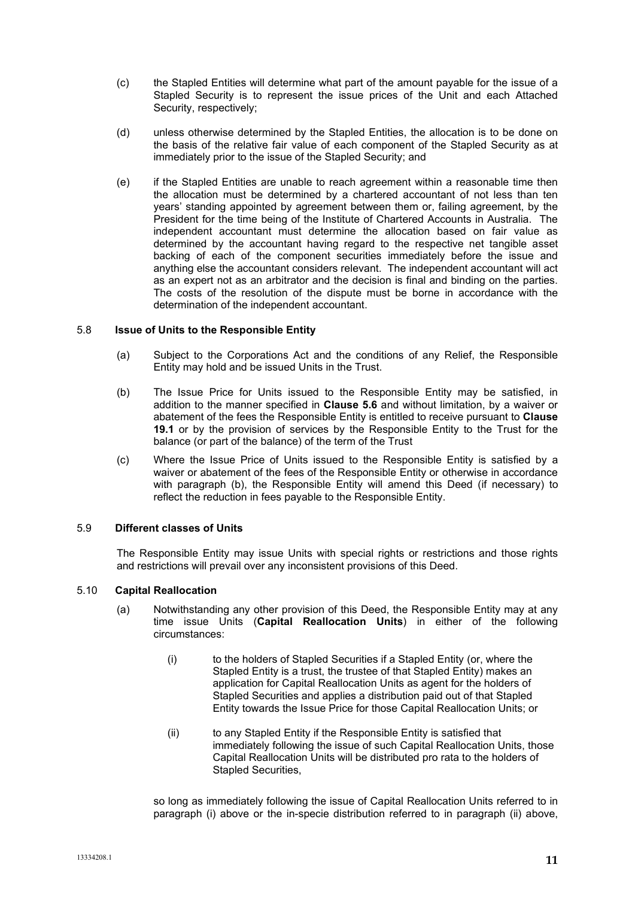(c) the Stapled Entities will determine what part of the amount payable for the issue of a Stapled Security is to represent the issue prices of the Unit and each Attached Security, respectively;

(d) unless otherwise determined by the Stapled Entities, the allocation is to be done on the basis of the relative fair value of each component of the Stapled Security as at immediately prior to the issue of the Stapled Security; and

(e) if the Stapled Entities are unable to reach agreement within a reasonable time then the allocation must be determined by a chartered accountant of not less than ten years' standing appointed by agreement between them or, failing agreement, by the President for the time being of the Institute of Chartered Accounts in Australia. The independent accountant must determine the allocation based on fair value as determined by the accountant having regard to the respective net tangible asset backing of each of the component securities immediately before the issue and anything else the accountant considers relevant. The independent accountant will act as an expert not as an arbitrator and the decision is final and binding on the parties. The costs of the resolution of the dispute must be borne in accordance with the determination of the independent accountant.

### 5.8 Issue of Units to the Responsible Entity

(a) Subject to the Corporations Act and the conditions of any Relief, the Responsible Entity may hold and be issued Units in the Trust.

(b) The Issue Price for Units issued to the Responsible Entity may be satisfied, in addition to the manner specified in **Clause 5.6** and without limitation, by a waiver or abatement of the fees the Responsible Entity is entitled to receive pursuant to **Clause 19.1** or by the provision of services by the Responsible Entity to the Trust for the balance (or part of the balance) of the term of the Trust

(c) Where the Issue Price of Units issued to the Responsible Entity is satisfied by a waiver or abatement of the fees of the Responsible Entity or otherwise in accordance with paragraph (b), the Responsible Entity will amend this Deed (if necessary) to reflect the reduction in fees payable to the Responsible Entity.

### 5.9 Different classes of Units

The Responsible Entity may issue Units with special rights or restrictions and those rights and restrictions will prevail over any inconsistent provisions of this Deed.

### 5.10 Capital Reallocation

(a) Notwithstanding any other provision of this Deed, the Responsible Entity may at any time issue Units (**Capital Reallocation Units**) in either of the following circumstances:

(i) to the holders of Stapled Securities if a Stapled Entity (or, where the Stapled Entity is a trust, the trustee of that Stapled Entity) makes an application for Capital Reallocation Units as agent for the holders of Stapled Securities and applies a distribution paid out of that Stapled Entity towards the Issue Price for those Capital Reallocation Units; or

(ii) to any Stapled Entity if the Responsible Entity is satisfied that immediately following the issue of such Capital Reallocation Units, those Capital Reallocation Units will be distributed pro rata to the holders of Stapled Securities,

so long as immediately following the issue of Capital Reallocation Units referred to in paragraph (i) above or the in-specie distribution referred to in paragraph (ii) above,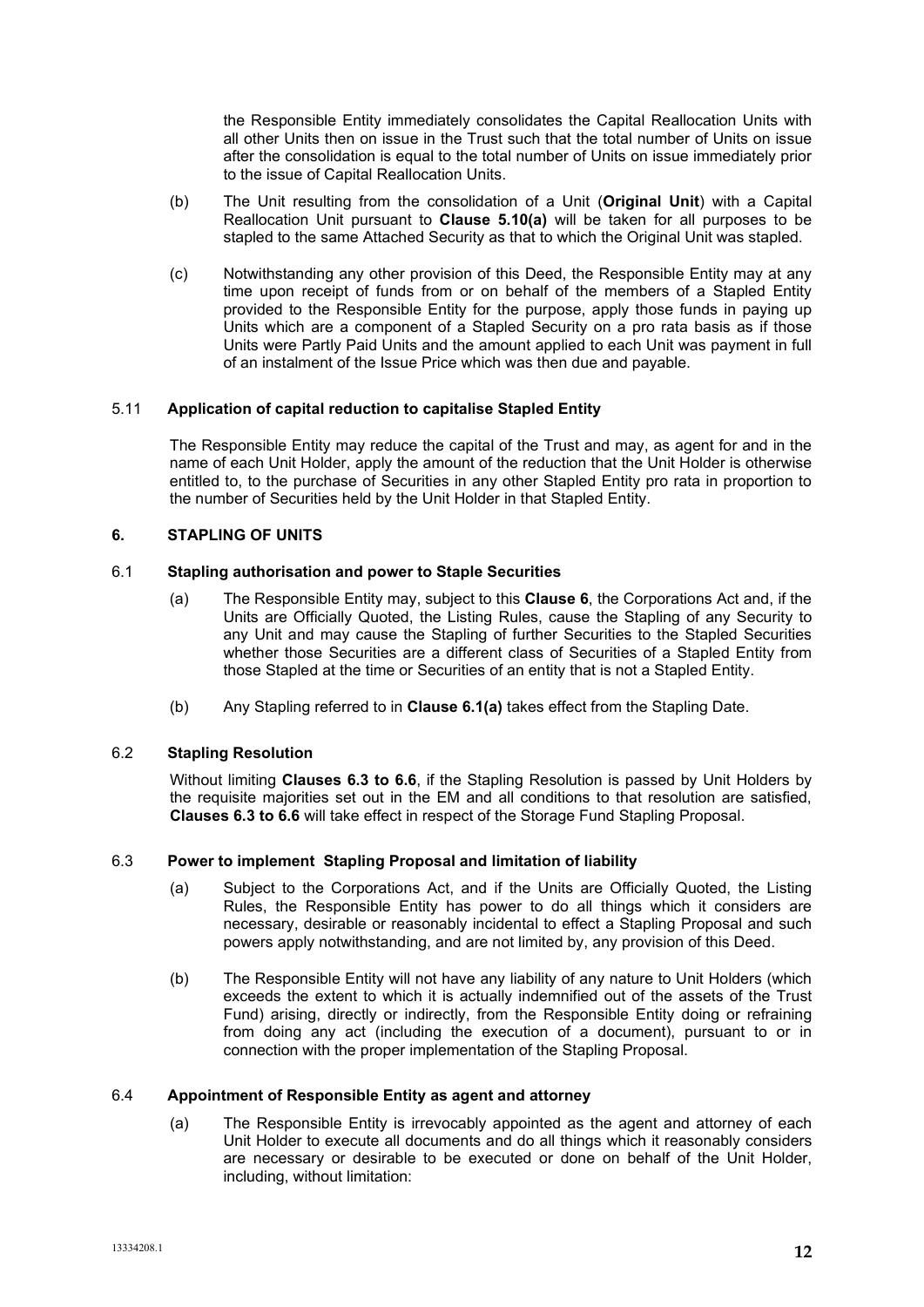the Responsible Entity immediately consolidates the Capital Reallocation Units with all other Units then on issue in the Trust such that the total number of Units on issue after the consolidation is equal to the total number of Units on issue immediately prior to the issue of Capital Reallocation Units.

(b) The Unit resulting from the consolidation of a Unit (**Original Unit**) with a Capital Reallocation Unit pursuant to **Clause 5.10(a)** will be taken for all purposes to be stapled to the same Attached Security as that to which the Original Unit was stapled.

(c) Notwithstanding any other provision of this Deed, the Responsible Entity may at any time upon receipt of funds from or on behalf of the members of a Stapled Entity provided to the Responsible Entity for the purpose, apply those funds in paying up Units which are a component of a Stapled Security on a pro rata basis as if those Units were Partly Paid Units and the amount applied to each Unit was payment in full of an instalment of the Issue Price which was then due and payable.

### 5.11 Application of capital reduction to capitalise Stapled Entity

The Responsible Entity may reduce the capital of the Trust and may, as agent for and in the name of each Unit Holder, apply the amount of the reduction that the Unit Holder is otherwise entitled to, to the purchase of Securities in any other Stapled Entity pro rata in proportion to the number of Securities held by the Unit Holder in that Stapled Entity.

## 6. STAPLING OF UNITS

### 6.1 Stapling authorisation and power to Staple Securities

(a) The Responsible Entity may, subject to this **Clause 6**, the Corporations Act and, if the Units are Officially Quoted, the Listing Rules, cause the Stapling of any Security to any Unit and may cause the Stapling of further Securities to the Stapled Securities whether those Securities are a different class of Securities of a Stapled Entity from those Stapled at the time or Securities of an entity that is not a Stapled Entity.

(b) Any Stapling referred to in **Clause 6.1(a)** takes effect from the Stapling Date.

### 6.2 Stapling Resolution

Without limiting **Clauses 6.3 to 6.6**, if the Stapling Resolution is passed by Unit Holders by the requisite majorities set out in the EM and all conditions to that resolution are satisfied, **Clauses 6.3 to 6.6** will take effect in respect of the Storage Fund Stapling Proposal.

### 6.3 Power to implement Stapling Proposal and limitation of liability

(a) Subject to the Corporations Act, and if the Units are Officially Quoted, the Listing Rules, the Responsible Entity has power to do all things which it considers are necessary, desirable or reasonably incidental to effect a Stapling Proposal and such powers apply notwithstanding, and are not limited by, any provision of this Deed.

(b) The Responsible Entity will not have any liability of any nature to Unit Holders (which exceeds the extent to which it is actually indemnified out of the assets of the Trust Fund) arising, directly or indirectly, from the Responsible Entity doing or refraining from doing any act (including the execution of a document), pursuant to or in connection with the proper implementation of the Stapling Proposal.

### 6.4 Appointment of Responsible Entity as agent and attorney

(a) The Responsible Entity is irrevocably appointed as the agent and attorney of each Unit Holder to execute all documents and do all things which it reasonably considers are necessary or desirable to be executed or done on behalf of the Unit Holder, including, without limitation: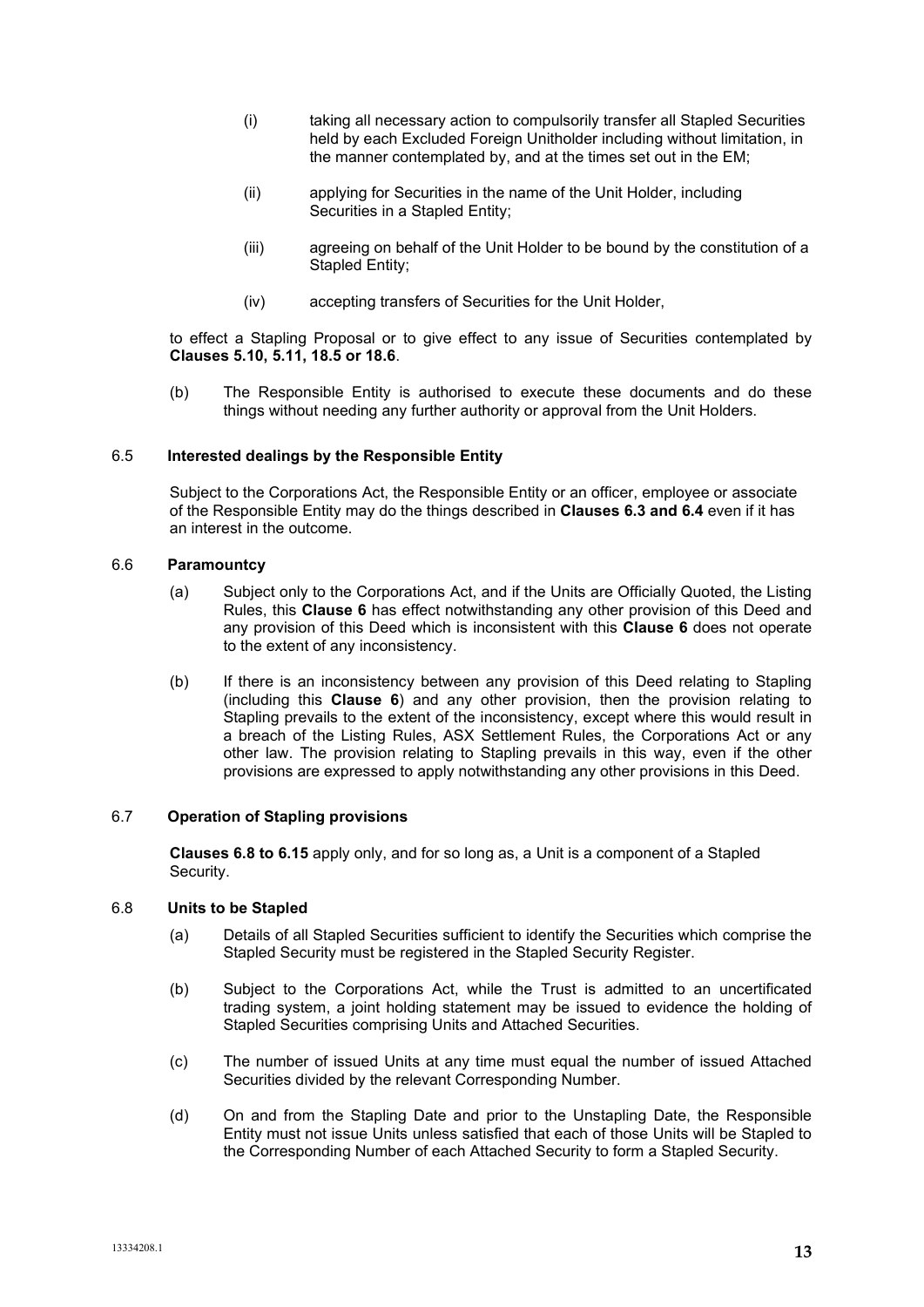(i) taking all necessary action to compulsorily transfer all Stapled Securities held by each Excluded Foreign Unitholder including without limitation, in the manner contemplated by, and at the times set out in the EM;

(ii) applying for Securities in the name of the Unit Holder, including Securities in a Stapled Entity;

(iii) agreeing on behalf of the Unit Holder to be bound by the constitution of a Stapled Entity;

(iv) accepting transfers of Securities for the Unit Holder,

to effect a Stapling Proposal or to give effect to any issue of Securities contemplated by **Clauses 5.10, 5.11, 18.5 or 18.6**.

(b) The Responsible Entity is authorised to execute these documents and do these things without needing any further authority or approval from the Unit Holders.

### 6.5 Interested dealings by the Responsible Entity

Subject to the Corporations Act, the Responsible Entity or an officer, employee or associate of the Responsible Entity may do the things described in **Clauses 6.3 and 6.4** even if it has an interest in the outcome.

### 6.6 Paramountcy

(a) Subject only to the Corporations Act, and if the Units are Officially Quoted, the Listing Rules, this **Clause 6** has effect notwithstanding any other provision of this Deed and any provision of this Deed which is inconsistent with this **Clause 6** does not operate to the extent of any inconsistency.

(b) If there is an inconsistency between any provision of this Deed relating to Stapling (including this **Clause 6**) and any other provision, then the provision relating to Stapling prevails to the extent of the inconsistency, except where this would result in a breach of the Listing Rules, ASX Settlement Rules, the Corporations Act or any other law. The provision relating to Stapling prevails in this way, even if the other provisions are expressed to apply notwithstanding any other provisions in this Deed.

### 6.7 Operation of Stapling provisions

**Clauses 6.8 to 6.15** apply only, and for so long as, a Unit is a component of a Stapled Security.

### 6.8 Units to be Stapled

(a) Details of all Stapled Securities sufficient to identify the Securities which comprise the Stapled Security must be registered in the Stapled Security Register.

(b) Subject to the Corporations Act, while the Trust is admitted to an uncertificated trading system, a joint holding statement may be issued to evidence the holding of Stapled Securities comprising Units and Attached Securities.

(c) The number of issued Units at any time must equal the number of issued Attached Securities divided by the relevant Corresponding Number.

(d) On and from the Stapling Date and prior to the Unstapling Date, the Responsible Entity must not issue Units unless satisfied that each of those Units will be Stapled to the Corresponding Number of each Attached Security to form a Stapled Security.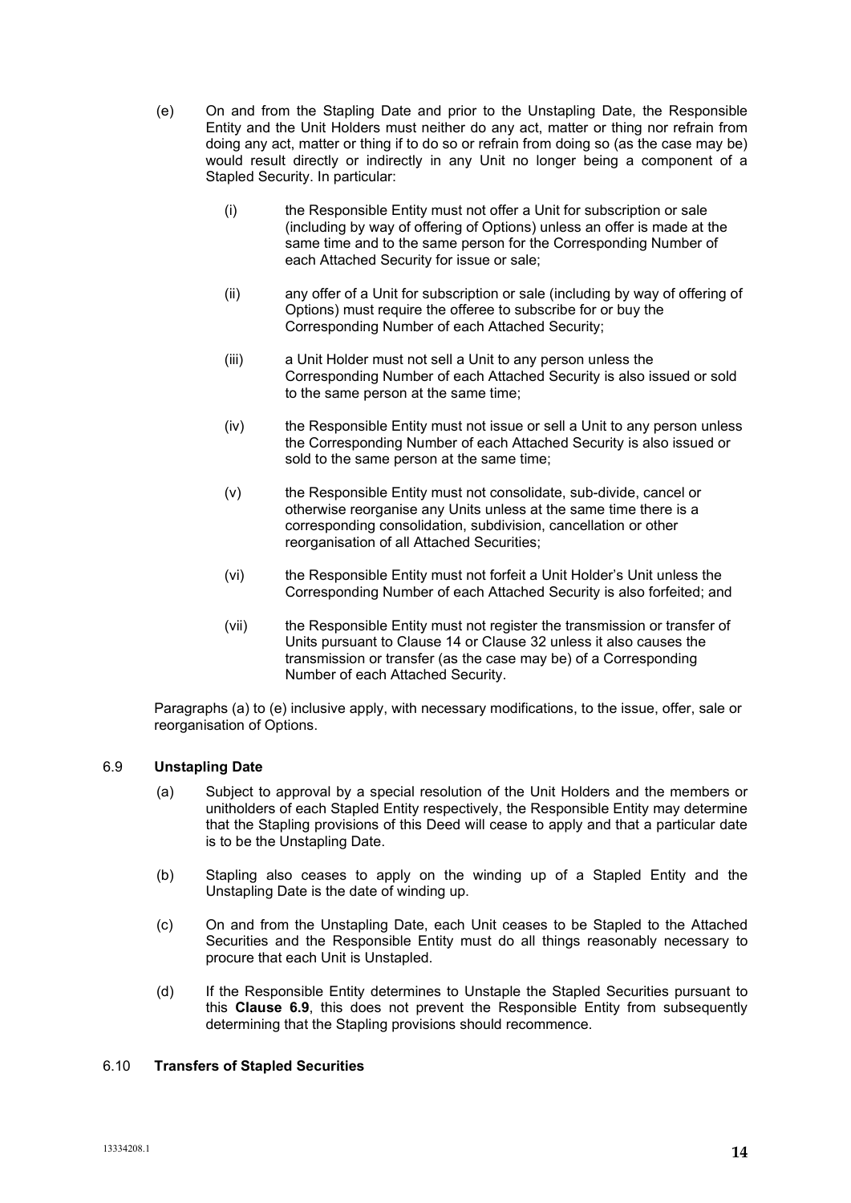(e) On and from the Stapling Date and prior to the Unstapling Date, the Responsible Entity and the Unit Holders must neither do any act, matter or thing nor refrain from doing any act, matter or thing if to do so or refrain from doing so (as the case may be) would result directly or indirectly in any Unit no longer being a component of a Stapled Security. In particular:

(i) the Responsible Entity must not offer a Unit for subscription or sale (including by way of offering of Options) unless an offer is made at the same time and to the same person for the Corresponding Number of each Attached Security for issue or sale;

(ii) any offer of a Unit for subscription or sale (including by way of offering of Options) must require the offeree to subscribe for or buy the Corresponding Number of each Attached Security;

(iii) a Unit Holder must not sell a Unit to any person unless the Corresponding Number of each Attached Security is also issued or sold to the same person at the same time;

(iv) the Responsible Entity must not issue or sell a Unit to any person unless the Corresponding Number of each Attached Security is also issued or sold to the same person at the same time;

(v) the Responsible Entity must not consolidate, sub-divide, cancel or otherwise reorganise any Units unless at the same time there is a corresponding consolidation, subdivision, cancellation or other reorganisation of all Attached Securities;

(vi) the Responsible Entity must not forfeit a Unit Holder's Unit unless the Corresponding Number of each Attached Security is also forfeited; and

(vii) the Responsible Entity must not register the transmission or transfer of Units pursuant to Clause 14 or Clause 32 unless it also causes the transmission or transfer (as the case may be) of a Corresponding Number of each Attached Security.

Paragraphs (a) to (e) inclusive apply, with necessary modifications, to the issue, offer, sale or reorganisation of Options.

### 6.9 **Unstapling Date**

(a) Subject to approval by a special resolution of the Unit Holders and the members or unitholders of each Stapled Entity respectively, the Responsible Entity may determine that the Stapling provisions of this Deed will cease to apply and that a particular date is to be the Unstapling Date.

(b) Stapling also ceases to apply on the winding up of a Stapled Entity and the Unstapling Date is the date of winding up.

(c) On and from the Unstapling Date, each Unit ceases to be Stapled to the Attached Securities and the Responsible Entity must do all things reasonably necessary to procure that each Unit is Unstapled.

(d) If the Responsible Entity determines to Unstaple the Stapled Securities pursuant to this **Clause 6.9**, this does not prevent the Responsible Entity from subsequently determining that the Stapling provisions should recommence.

### 6.10 **Transfers of Stapled Securities**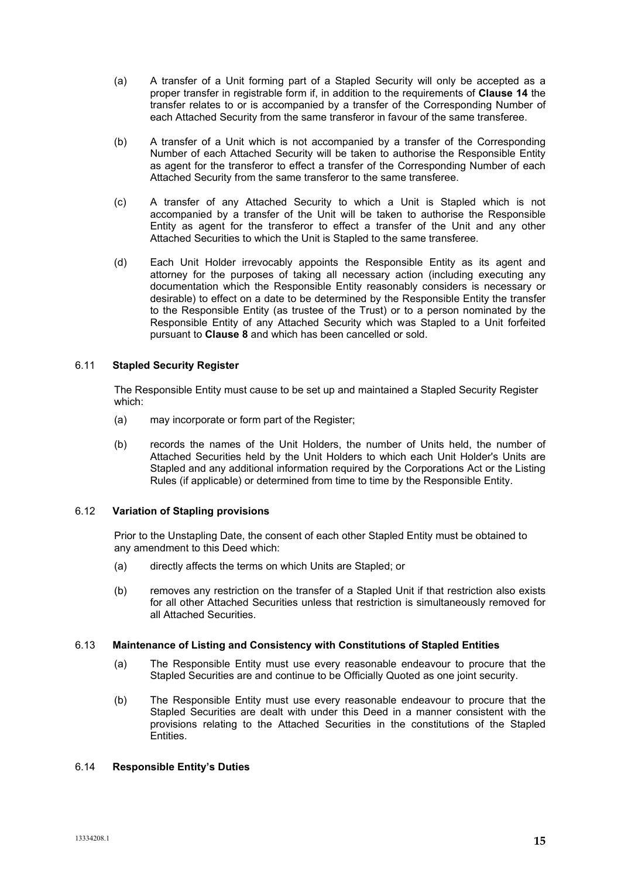(a) A transfer of a Unit forming part of a Stapled Security will only be accepted as a proper transfer in registrable form if, in addition to the requirements of **Clause 14** the transfer relates to or is accompanied by a transfer of the Corresponding Number of each Attached Security from the same transferor in favour of the same transferee.

(b) A transfer of a Unit which is not accompanied by a transfer of the Corresponding Number of each Attached Security will be taken to authorise the Responsible Entity as agent for the transferor to effect a transfer of the Corresponding Number of each Attached Security from the same transferor to the same transferee.

(c) A transfer of any Attached Security to which a Unit is Stapled which is not accompanied by a transfer of the Unit will be taken to authorise the Responsible Entity as agent for the transferor to effect a transfer of the Unit and any other Attached Securities to which the Unit is Stapled to the same transferee.

(d) Each Unit Holder irrevocably appoints the Responsible Entity as its agent and attorney for the purposes of taking all necessary action (including executing any documentation which the Responsible Entity reasonably considers is necessary or desirable) to effect on a date to be determined by the Responsible Entity the transfer to the Responsible Entity (as trustee of the Trust) or to a person nominated by the Responsible Entity of any Attached Security which was Stapled to a Unit forfeited pursuant to **Clause 8** and which has been cancelled or sold.

### 6.11 Stapled Security Register

The Responsible Entity must cause to be set up and maintained a Stapled Security Register which:

(a) may incorporate or form part of the Register;

(b) records the names of the Unit Holders, the number of Units held, the number of Attached Securities held by the Unit Holders to which each Unit Holder's Units are Stapled and any additional information required by the Corporations Act or the Listing Rules (if applicable) or determined from time to time by the Responsible Entity.

### 6.12 Variation of Stapling provisions

Prior to the Unstapling Date, the consent of each other Stapled Entity must be obtained to any amendment to this Deed which:

(a) directly affects the terms on which Units are Stapled; or

(b) removes any restriction on the transfer of a Stapled Unit if that restriction also exists for all other Attached Securities unless that restriction is simultaneously removed for all Attached Securities.

### 6.13 Maintenance of Listing and Consistency with Constitutions of Stapled Entities

(a) The Responsible Entity must use every reasonable endeavour to procure that the Stapled Securities are and continue to be Officially Quoted as one joint security.

(b) The Responsible Entity must use every reasonable endeavour to procure that the Stapled Securities are dealt with under this Deed in a manner consistent with the provisions relating to the Attached Securities in the constitutions of the Stapled Entities.

### 6.14 Responsible Entity's Duties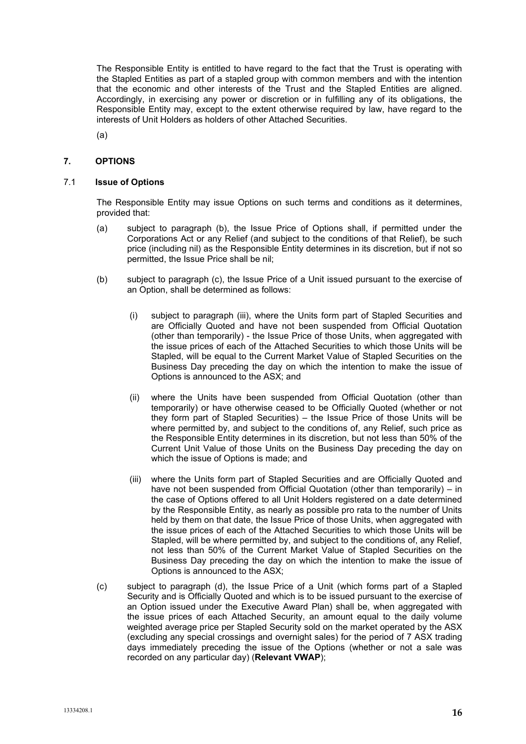The Responsible Entity is entitled to have regard to the fact that the Trust is operating with the Stapled Entities as part of a stapled group with common members and with the intention that the economic and other interests of the Trust and the Stapled Entities are aligned. Accordingly, in exercising any power or discretion or in fulfilling any of its obligations, the Responsible Entity may, except to the extent otherwise required by law, have regard to the interests of Unit Holders as holders of other Attached Securities.

(a)

## 7. OPTIONS

### 7.1 Issue of Options

The Responsible Entity may issue Options on such terms and conditions as it determines, provided that:

(a) subject to paragraph (b), the Issue Price of Options shall, if permitted under the Corporations Act or any Relief (and subject to the conditions of that Relief), be such price (including nil) as the Responsible Entity determines in its discretion, but if not so permitted, the Issue Price shall be nil;

(b) subject to paragraph (c), the Issue Price of a Unit issued pursuant to the exercise of an Option, shall be determined as follows:

(i) subject to paragraph (iii), where the Units form part of Stapled Securities and are Officially Quoted and have not been suspended from Official Quotation (other than temporarily) - the Issue Price of those Units, when aggregated with the issue prices of each of the Attached Securities to which those Units will be Stapled, will be equal to the Current Market Value of Stapled Securities on the Business Day preceding the day on which the intention to make the issue of Options is announced to the ASX; and

(ii) where the Units have been suspended from Official Quotation (other than temporarily) or have otherwise ceased to be Officially Quoted (whether or not they form part of Stapled Securities) – the Issue Price of those Units will be where permitted by, and subject to the conditions of, any Relief, such price as the Responsible Entity determines in its discretion, but not less than 50% of the Current Unit Value of those Units on the Business Day preceding the day on which the issue of Options is made; and

(iii) where the Units form part of Stapled Securities and are Officially Quoted and have not been suspended from Official Quotation (other than temporarily) – in the case of Options offered to all Unit Holders registered on a date determined by the Responsible Entity, as nearly as possible pro rata to the number of Units held by them on that date, the Issue Price of those Units, when aggregated with the issue prices of each of the Attached Securities to which those Units will be Stapled, will be where permitted by, and subject to the conditions of, any Relief, not less than 50% of the Current Market Value of Stapled Securities on the Business Day preceding the day on which the intention to make the issue of Options is announced to the ASX;

(c) subject to paragraph (d), the Issue Price of a Unit (which forms part of a Stapled Security and is Officially Quoted and which is to be issued pursuant to the exercise of an Option issued under the Executive Award Plan) shall be, when aggregated with the issue prices of each Attached Security, an amount equal to the daily volume weighted average price per Stapled Security sold on the market operated by the ASX (excluding any special crossings and overnight sales) for the period of 7 ASX trading days immediately preceding the issue of the Options (whether or not a sale was recorded on any particular day) (**Relevant VWAP**);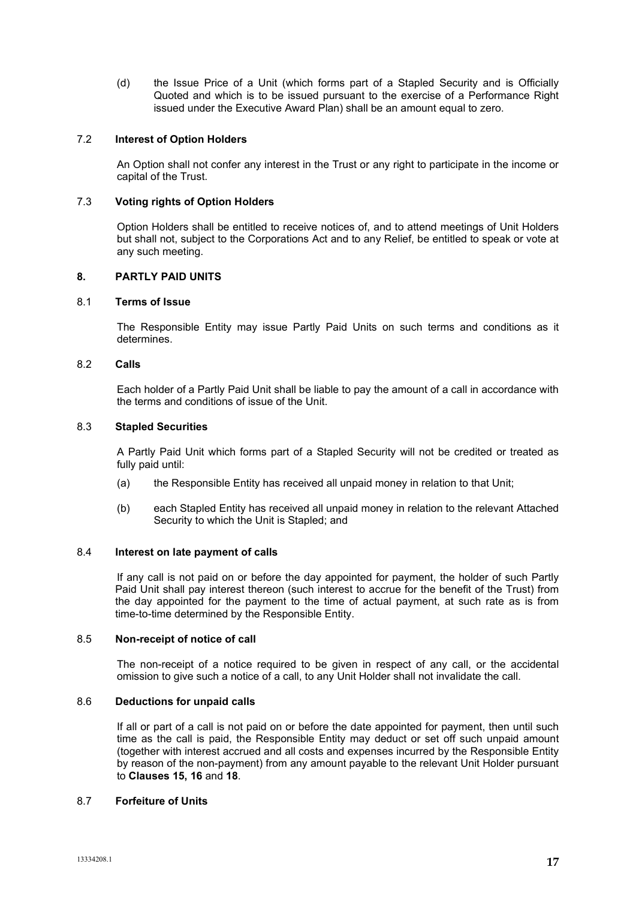(d) the Issue Price of a Unit (which forms part of a Stapled Security and is Officially Quoted and which is to be issued pursuant to the exercise of a Performance Right issued under the Executive Award Plan) shall be an amount equal to zero.

### 7.2 Interest of Option Holders

An Option shall not confer any interest in the Trust or any right to participate in the income or capital of the Trust.

### 7.3 Voting rights of Option Holders

Option Holders shall be entitled to receive notices of, and to attend meetings of Unit Holders but shall not, subject to the Corporations Act and to any Relief, be entitled to speak or vote at any such meeting.

## 8. PARTLY PAID UNITS

### 8.1 Terms of Issue

The Responsible Entity may issue Partly Paid Units on such terms and conditions as it determines.

### 8.2 Calls

Each holder of a Partly Paid Unit shall be liable to pay the amount of a call in accordance with the terms and conditions of issue of the Unit.

### 8.3 Stapled Securities

A Partly Paid Unit which forms part of a Stapled Security will not be credited or treated as fully paid until:

(a) the Responsible Entity has received all unpaid money in relation to that Unit;

(b) each Stapled Entity has received all unpaid money in relation to the relevant Attached Security to which the Unit is Stapled; and

### 8.4 Interest on late payment of calls

If any call is not paid on or before the day appointed for payment, the holder of such Partly Paid Unit shall pay interest thereon (such interest to accrue for the benefit of the Trust) from the day appointed for the payment to the time of actual payment, at such rate as is from time-to-time determined by the Responsible Entity.

### 8.5 Non-receipt of notice of call

The non-receipt of a notice required to be given in respect of any call, or the accidental omission to give such a notice of a call, to any Unit Holder shall not invalidate the call.

### 8.6 Deductions for unpaid calls

If all or part of a call is not paid on or before the date appointed for payment, then until such time as the call is paid, the Responsible Entity may deduct or set off such unpaid amount (together with interest accrued and all costs and expenses incurred by the Responsible Entity by reason of the non-payment) from any amount payable to the relevant Unit Holder pursuant to **Clauses 15, 16** and **18**.

### 8.7 Forfeiture of Units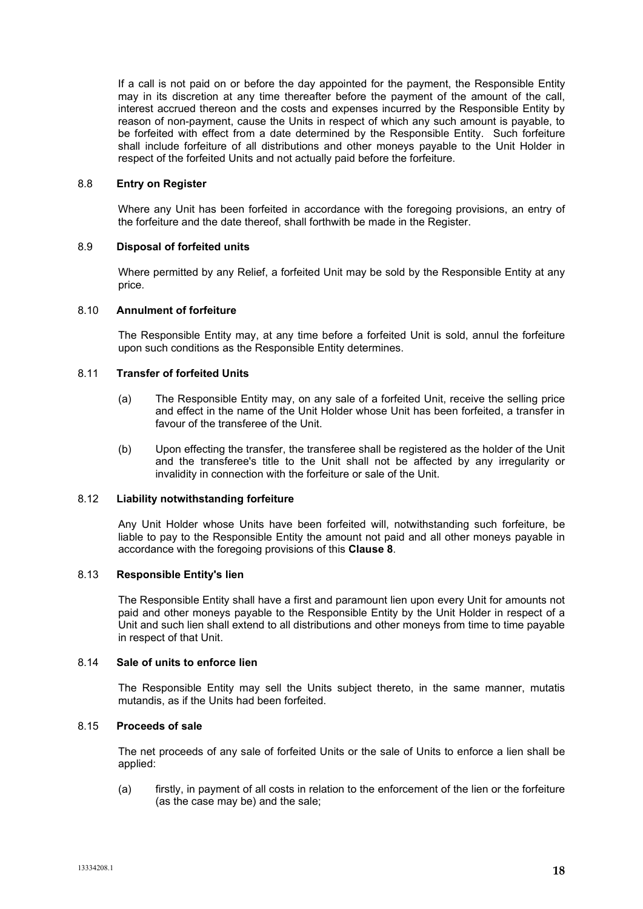If a call is not paid on or before the day appointed for the payment, the Responsible Entity may in its discretion at any time thereafter before the payment of the amount of the call, interest accrued thereon and the costs and expenses incurred by the Responsible Entity by reason of non-payment, cause the Units in respect of which any such amount is payable, to be forfeited with effect from a date determined by the Responsible Entity. Such forfeiture shall include forfeiture of all distributions and other moneys payable to the Unit Holder in respect of the forfeited Units and not actually paid before the forfeiture.

### 8.8 Entry on Register

Where any Unit has been forfeited in accordance with the foregoing provisions, an entry of the forfeiture and the date thereof, shall forthwith be made in the Register.

### 8.9 Disposal of forfeited units

Where permitted by any Relief, a forfeited Unit may be sold by the Responsible Entity at any price.

### 8.10 Annulment of forfeiture

The Responsible Entity may, at any time before a forfeited Unit is sold, annul the forfeiture upon such conditions as the Responsible Entity determines.

### 8.11 Transfer of forfeited Units

(a) The Responsible Entity may, on any sale of a forfeited Unit, receive the selling price and effect in the name of the Unit Holder whose Unit has been forfeited, a transfer in favour of the transferee of the Unit.

(b) Upon effecting the transfer, the transferee shall be registered as the holder of the Unit and the transferee's title to the Unit shall not be affected by any irregularity or invalidity in connection with the forfeiture or sale of the Unit.

### 8.12 Liability notwithstanding forfeiture

Any Unit Holder whose Units have been forfeited will, notwithstanding such forfeiture, be liable to pay to the Responsible Entity the amount not paid and all other moneys payable in accordance with the foregoing provisions of this **Clause 8**.

### 8.13 Responsible Entity's lien

The Responsible Entity shall have a first and paramount lien upon every Unit for amounts not paid and other moneys payable to the Responsible Entity by the Unit Holder in respect of a Unit and such lien shall extend to all distributions and other moneys from time to time payable in respect of that Unit.

### 8.14 Sale of units to enforce lien

The Responsible Entity may sell the Units subject thereto, in the same manner, mutatis mutandis, as if the Units had been forfeited.

### 8.15 Proceeds of sale

The net proceeds of any sale of forfeited Units or the sale of Units to enforce a lien shall be applied:

(a) firstly, in payment of all costs in relation to the enforcement of the lien or the forfeiture (as the case may be) and the sale;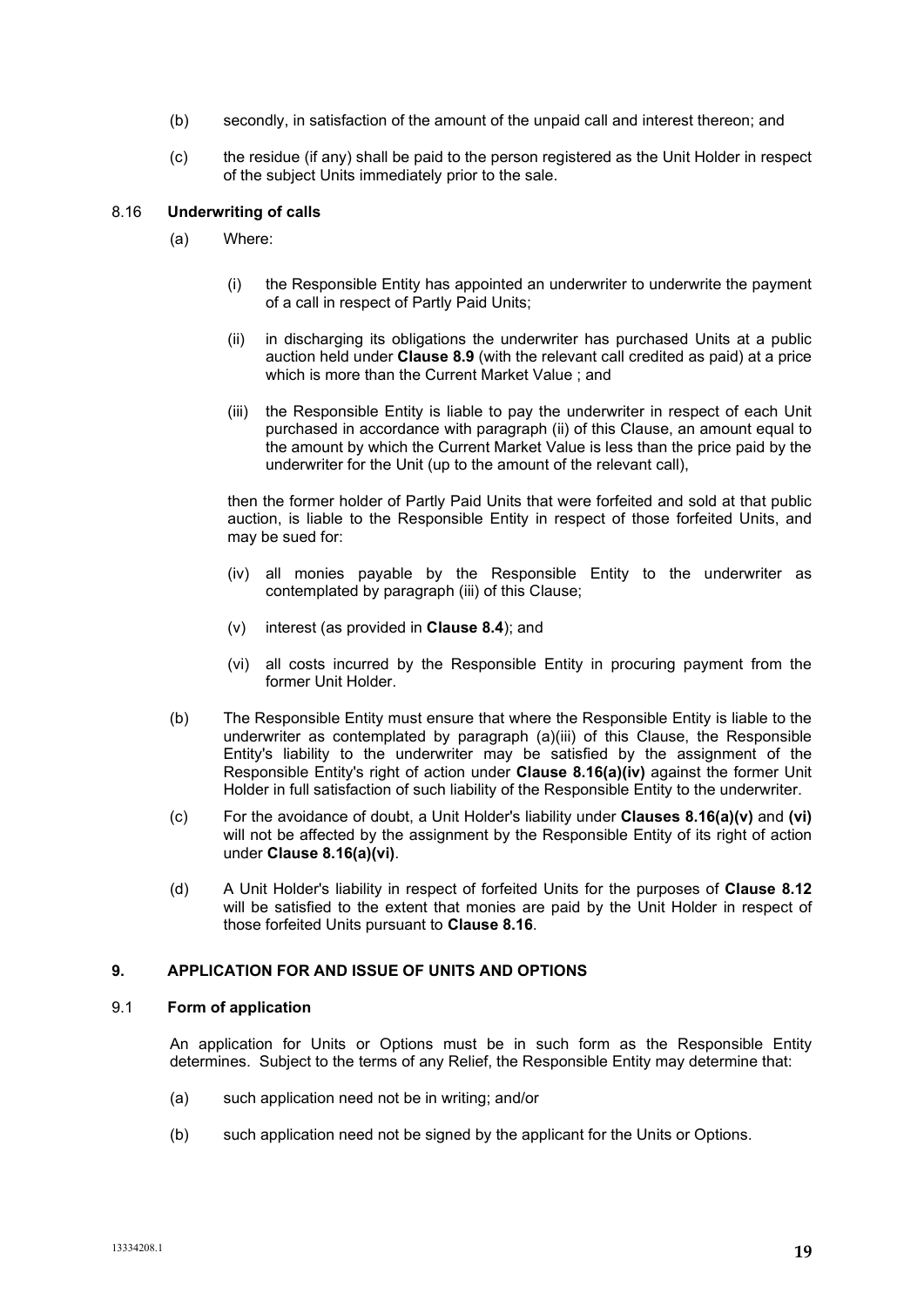(b) secondly, in satisfaction of the amount of the unpaid call and interest thereon; and

(c) the residue (if any) shall be paid to the person registered as the Unit Holder in respect of the subject Units immediately prior to the sale.

8.16 **Underwriting of calls**

(a) Where:

(i) the Responsible Entity has appointed an underwriter to underwrite the payment of a call in respect of Partly Paid Units;

(ii) in discharging its obligations the underwriter has purchased Units at a public auction held under **Clause 8.9** (with the relevant call credited as paid) at a price which is more than the Current Market Value ; and

(iii) the Responsible Entity is liable to pay the underwriter in respect of each Unit purchased in accordance with paragraph (ii) of this Clause, an amount equal to the amount by which the Current Market Value is less than the price paid by the underwriter for the Unit (up to the amount of the relevant call),

then the former holder of Partly Paid Units that were forfeited and sold at that public auction, is liable to the Responsible Entity in respect of those forfeited Units, and may be sued for:

(iv) all monies payable by the Responsible Entity to the underwriter as contemplated by paragraph (iii) of this Clause;

(v) interest (as provided in **Clause 8.4**); and

(vi) all costs incurred by the Responsible Entity in procuring payment from the former Unit Holder.

(b) The Responsible Entity must ensure that where the Responsible Entity is liable to the underwriter as contemplated by paragraph (a)(iii) of this Clause, the Responsible Entity's liability to the underwriter may be satisfied by the assignment of the Responsible Entity's right of action under **Clause 8.16(a)(iv)** against the former Unit Holder in full satisfaction of such liability of the Responsible Entity to the underwriter.

(c) For the avoidance of doubt, a Unit Holder's liability under **Clauses 8.16(a)(v)** and **(vi)** will not be affected by the assignment by the Responsible Entity of its right of action under **Clause 8.16(a)(vi)**.

(d) A Unit Holder's liability in respect of forfeited Units for the purposes of **Clause 8.12** will be satisfied to the extent that monies are paid by the Unit Holder in respect of those forfeited Units pursuant to **Clause 8.16**.

## 9. APPLICATION FOR AND ISSUE OF UNITS AND OPTIONS

9.1 **Form of application**

An application for Units or Options must be in such form as the Responsible Entity determines. Subject to the terms of any Relief, the Responsible Entity may determine that:

(a) such application need not be in writing; and/or

(b) such application need not be signed by the applicant for the Units or Options.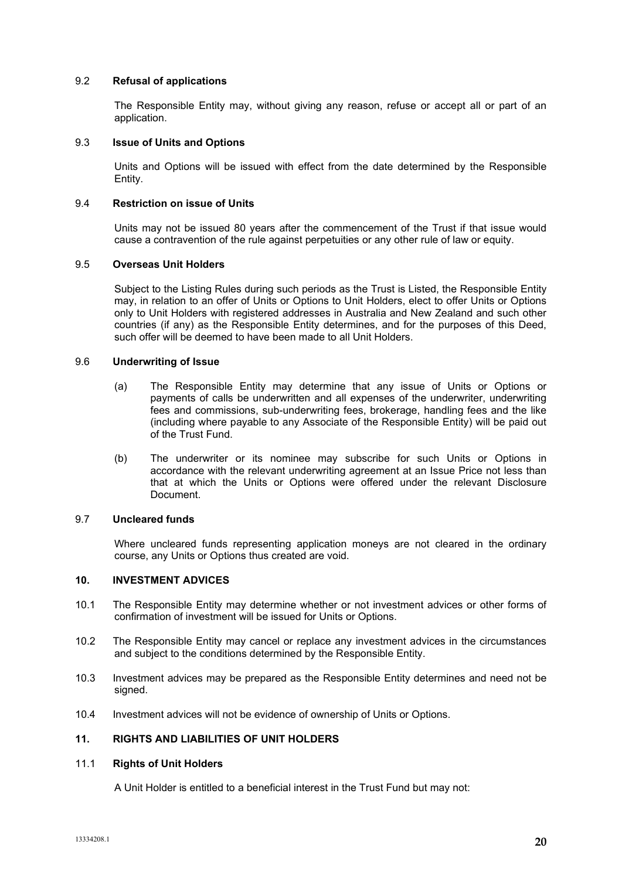### 9.2 Refusal of applications

The Responsible Entity may, without giving any reason, refuse or accept all or part of an application.

### 9.3 Issue of Units and Options

Units and Options will be issued with effect from the date determined by the Responsible Entity.

### 9.4 Restriction on issue of Units

Units may not be issued 80 years after the commencement of the Trust if that issue would cause a contravention of the rule against perpetuities or any other rule of law or equity.

### 9.5 Overseas Unit Holders

Subject to the Listing Rules during such periods as the Trust is Listed, the Responsible Entity may, in relation to an offer of Units or Options to Unit Holders, elect to offer Units or Options only to Unit Holders with registered addresses in Australia and New Zealand and such other countries (if any) as the Responsible Entity determines, and for the purposes of this Deed, such offer will be deemed to have been made to all Unit Holders.

### 9.6 Underwriting of Issue

(a) The Responsible Entity may determine that any issue of Units or Options or payments of calls be underwritten and all expenses of the underwriter, underwriting fees and commissions, sub-underwriting fees, brokerage, handling fees and the like (including where payable to any Associate of the Responsible Entity) will be paid out of the Trust Fund.

(b) The underwriter or its nominee may subscribe for such Units or Options in accordance with the relevant underwriting agreement at an Issue Price not less than that at which the Units or Options were offered under the relevant Disclosure Document.

### 9.7 Uncleared funds

Where uncleared funds representing application moneys are not cleared in the ordinary course, any Units or Options thus created are void.

## 10. INVESTMENT ADVICES

10.1 The Responsible Entity may determine whether or not investment advices or other forms of confirmation of investment will be issued for Units or Options.

10.2 The Responsible Entity may cancel or replace any investment advices in the circumstances and subject to the conditions determined by the Responsible Entity.

10.3 Investment advices may be prepared as the Responsible Entity determines and need not be signed.

10.4 Investment advices will not be evidence of ownership of Units or Options.

## 11. RIGHTS AND LIABILITIES OF UNIT HOLDERS

### 11.1 Rights of Unit Holders

A Unit Holder is entitled to a beneficial interest in the Trust Fund but may not: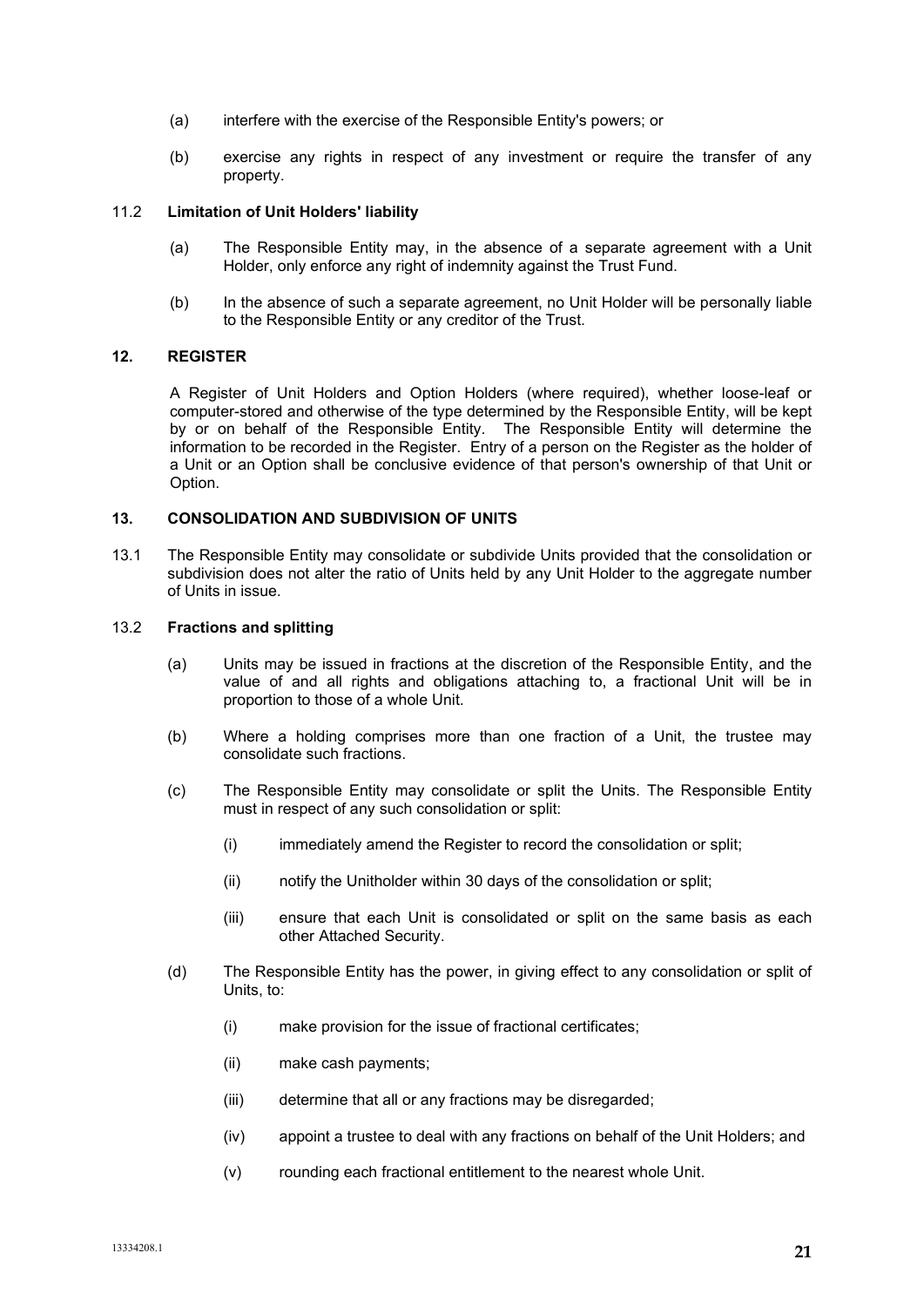(a) interfere with the exercise of the Responsible Entity's powers; or

(b) exercise any rights in respect of any investment or require the transfer of any property.

### 11.2 Limitation of Unit Holders' liability

(a) The Responsible Entity may, in the absence of a separate agreement with a Unit Holder, only enforce any right of indemnity against the Trust Fund.

(b) In the absence of such a separate agreement, no Unit Holder will be personally liable to the Responsible Entity or any creditor of the Trust.

## 12. REGISTER

A Register of Unit Holders and Option Holders (where required), whether loose-leaf or computer-stored and otherwise of the type determined by the Responsible Entity, will be kept by or on behalf of the Responsible Entity. The Responsible Entity will determine the information to be recorded in the Register. Entry of a person on the Register as the holder of a Unit or an Option shall be conclusive evidence of that person's ownership of that Unit or Option.

## 13. CONSOLIDATION AND SUBDIVISION OF UNITS

13.1 The Responsible Entity may consolidate or subdivide Units provided that the consolidation or subdivision does not alter the ratio of Units held by any Unit Holder to the aggregate number of Units in issue.

### 13.2 Fractions and splitting

(a) Units may be issued in fractions at the discretion of the Responsible Entity, and the value of and all rights and obligations attaching to, a fractional Unit will be in proportion to those of a whole Unit.

(b) Where a holding comprises more than one fraction of a Unit, the trustee may consolidate such fractions.

(c) The Responsible Entity may consolidate or split the Units. The Responsible Entity must in respect of any such consolidation or split:

  (i) immediately amend the Register to record the consolidation or split;

  (ii) notify the Unitholder within 30 days of the consolidation or split;

  (iii) ensure that each Unit is consolidated or split on the same basis as each other Attached Security.

(d) The Responsible Entity has the power, in giving effect to any consolidation or split of Units, to:

  (i) make provision for the issue of fractional certificates;

  (ii) make cash payments;

  (iii) determine that all or any fractions may be disregarded;

  (iv) appoint a trustee to deal with any fractions on behalf of the Unit Holders; and

  (v) rounding each fractional entitlement to the nearest whole Unit.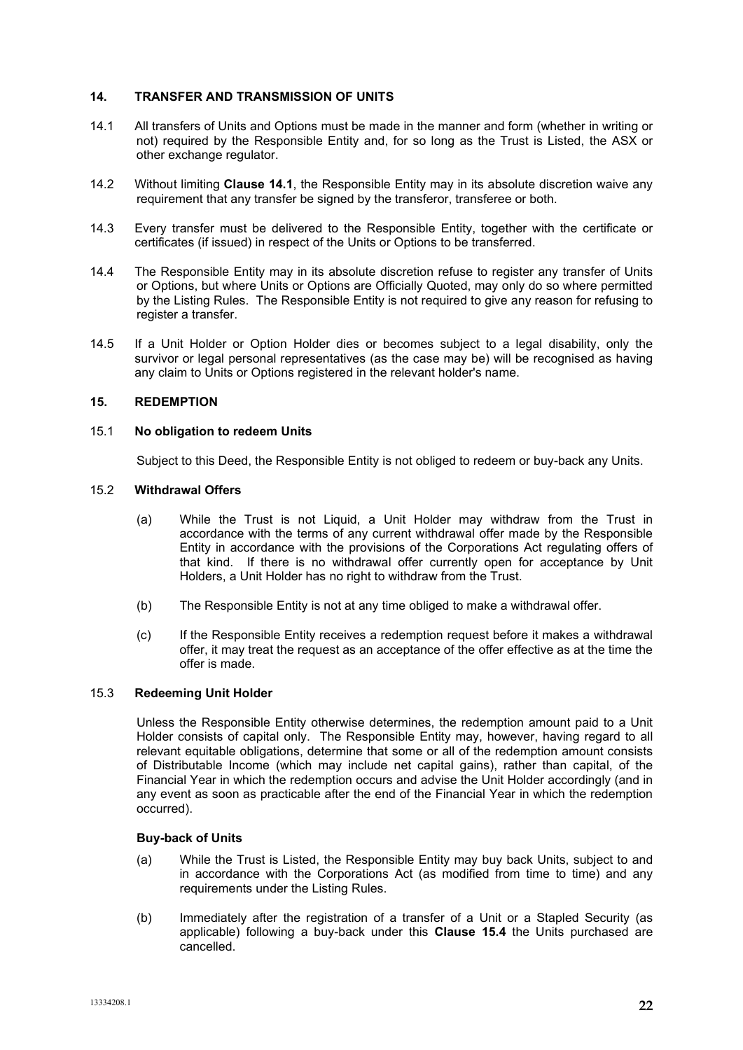## 14. TRANSFER AND TRANSMISSION OF UNITS

14.1 All transfers of Units and Options must be made in the manner and form (whether in writing or not) required by the Responsible Entity and, for so long as the Trust is Listed, the ASX or other exchange regulator.

14.2 Without limiting **Clause 14.1**, the Responsible Entity may in its absolute discretion waive any requirement that any transfer be signed by the transferor, transferee or both.

14.3 Every transfer must be delivered to the Responsible Entity, together with the certificate or certificates (if issued) in respect of the Units or Options to be transferred.

14.4 The Responsible Entity may in its absolute discretion refuse to register any transfer of Units or Options, but where Units or Options are Officially Quoted, may only do so where permitted by the Listing Rules. The Responsible Entity is not required to give any reason for refusing to register a transfer.

14.5 If a Unit Holder or Option Holder dies or becomes subject to a legal disability, only the survivor or legal personal representatives (as the case may be) will be recognised as having any claim to Units or Options registered in the relevant holder's name.

## 15. REDEMPTION

### 15.1 No obligation to redeem Units

Subject to this Deed, the Responsible Entity is not obliged to redeem or buy-back any Units.

### 15.2 Withdrawal Offers

(a) While the Trust is not Liquid, a Unit Holder may withdraw from the Trust in accordance with the terms of any current withdrawal offer made by the Responsible Entity in accordance with the provisions of the Corporations Act regulating offers of that kind. If there is no withdrawal offer currently open for acceptance by Unit Holders, a Unit Holder has no right to withdraw from the Trust.

(b) The Responsible Entity is not at any time obliged to make a withdrawal offer.

(c) If the Responsible Entity receives a redemption request before it makes a withdrawal offer, it may treat the request as an acceptance of the offer effective as at the time the offer is made.

### 15.3 Redeeming Unit Holder

Unless the Responsible Entity otherwise determines, the redemption amount paid to a Unit Holder consists of capital only. The Responsible Entity may, however, having regard to all relevant equitable obligations, determine that some or all of the redemption amount consists of Distributable Income (which may include net capital gains), rather than capital, of the Financial Year in which the redemption occurs and advise the Unit Holder accordingly (and in any event as soon as practicable after the end of the Financial Year in which the redemption occurred).

**Buy-back of Units**

(a) While the Trust is Listed, the Responsible Entity may buy back Units, subject to and in accordance with the Corporations Act (as modified from time to time) and any requirements under the Listing Rules.

(b) Immediately after the registration of a transfer of a Unit or a Stapled Security (as applicable) following a buy-back under this **Clause 15.4** the Units purchased are cancelled.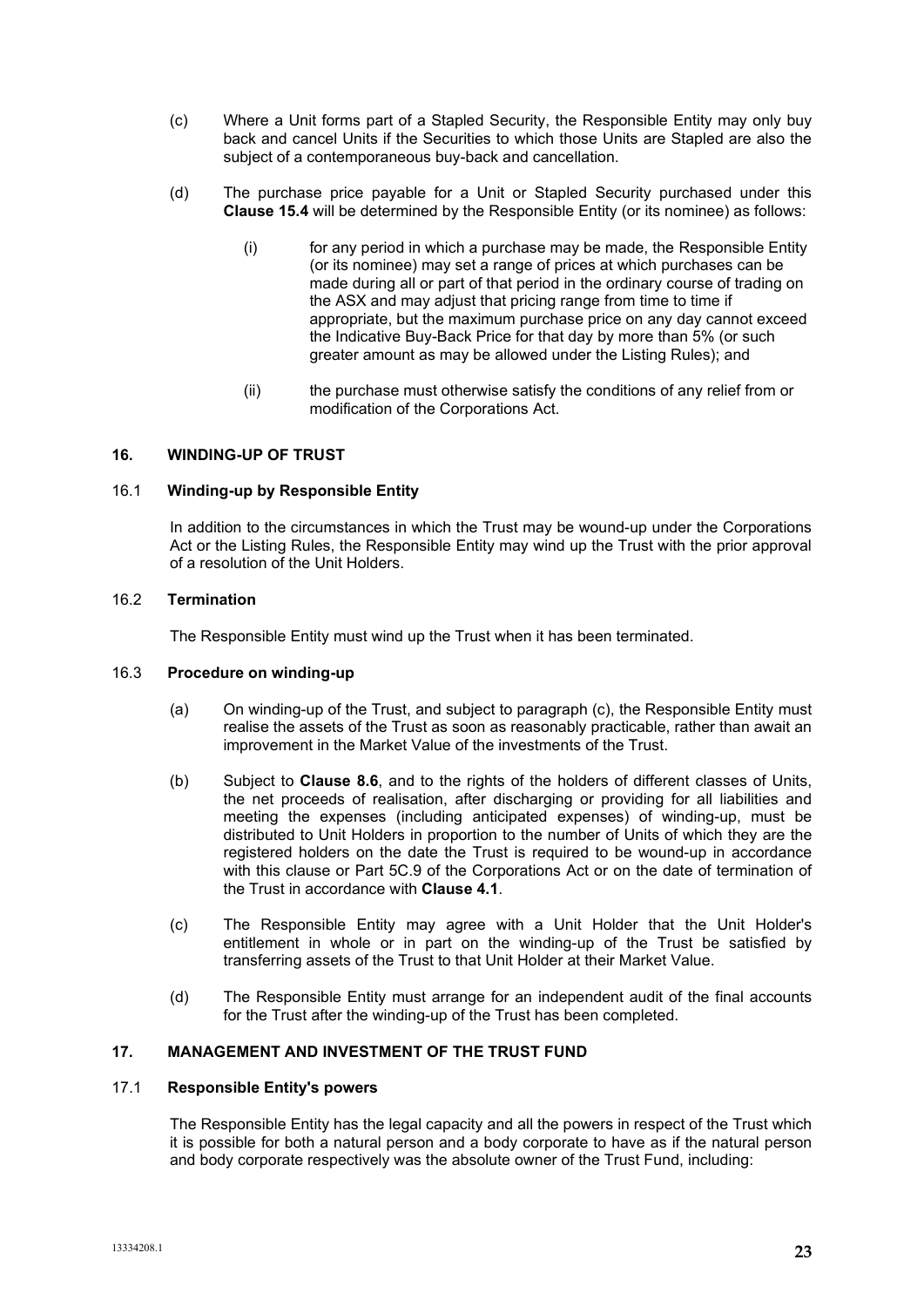(c) Where a Unit forms part of a Stapled Security, the Responsible Entity may only buy back and cancel Units if the Securities to which those Units are Stapled are also the subject of a contemporaneous buy-back and cancellation.

(d) The purchase price payable for a Unit or Stapled Security purchased under this **Clause 15.4** will be determined by the Responsible Entity (or its nominee) as follows:

(i) for any period in which a purchase may be made, the Responsible Entity (or its nominee) may set a range of prices at which purchases can be made during all or part of that period in the ordinary course of trading on the ASX and may adjust that pricing range from time to time if appropriate, but the maximum purchase price on any day cannot exceed the Indicative Buy-Back Price for that day by more than 5% (or such greater amount as may be allowed under the Listing Rules); and

(ii) the purchase must otherwise satisfy the conditions of any relief from or modification of the Corporations Act.

## 16. WINDING-UP OF TRUST

### 16.1 Winding-up by Responsible Entity

In addition to the circumstances in which the Trust may be wound-up under the Corporations Act or the Listing Rules, the Responsible Entity may wind up the Trust with the prior approval of a resolution of the Unit Holders.

### 16.2 Termination

The Responsible Entity must wind up the Trust when it has been terminated.

### 16.3 Procedure on winding-up

(a) On winding-up of the Trust, and subject to paragraph (c), the Responsible Entity must realise the assets of the Trust as soon as reasonably practicable, rather than await an improvement in the Market Value of the investments of the Trust.

(b) Subject to **Clause 8.6**, and to the rights of the holders of different classes of Units, the net proceeds of realisation, after discharging or providing for all liabilities and meeting the expenses (including anticipated expenses) of winding-up, must be distributed to Unit Holders in proportion to the number of Units of which they are the registered holders on the date the Trust is required to be wound-up in accordance with this clause or Part 5C.9 of the Corporations Act or on the date of termination of the Trust in accordance with **Clause 4.1**.

(c) The Responsible Entity may agree with a Unit Holder that the Unit Holder's entitlement in whole or in part on the winding-up of the Trust be satisfied by transferring assets of the Trust to that Unit Holder at their Market Value.

(d) The Responsible Entity must arrange for an independent audit of the final accounts for the Trust after the winding-up of the Trust has been completed.

## 17. MANAGEMENT AND INVESTMENT OF THE TRUST FUND

### 17.1 Responsible Entity's powers

The Responsible Entity has the legal capacity and all the powers in respect of the Trust which it is possible for both a natural person and a body corporate to have as if the natural person and body corporate respectively was the absolute owner of the Trust Fund, including: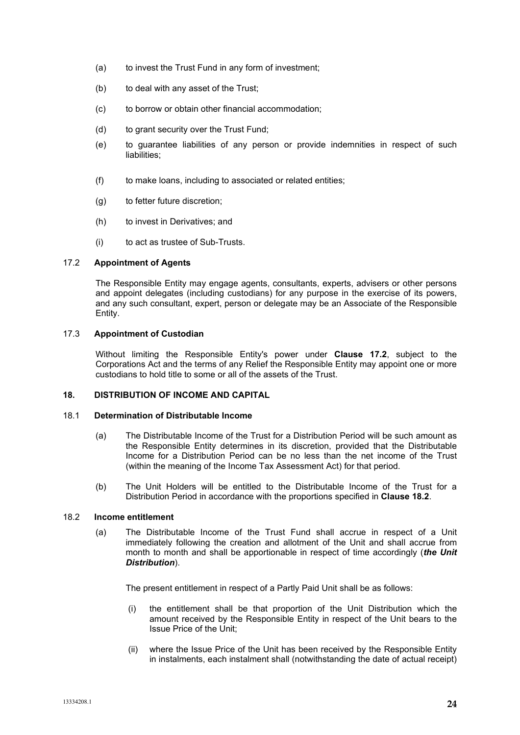(a) to invest the Trust Fund in any form of investment;

(b) to deal with any asset of the Trust;

(c) to borrow or obtain other financial accommodation;

(d) to grant security over the Trust Fund;

(e) to guarantee liabilities of any person or provide indemnities in respect of such liabilities;

(f) to make loans, including to associated or related entities;

(g) to fetter future discretion;

(h) to invest in Derivatives; and

(i) to act as trustee of Sub-Trusts.

### 17.2 **Appointment of Agents**

The Responsible Entity may engage agents, consultants, experts, advisers or other persons and appoint delegates (including custodians) for any purpose in the exercise of its powers, and any such consultant, expert, person or delegate may be an Associate of the Responsible Entity.

### 17.3 **Appointment of Custodian**

Without limiting the Responsible Entity's power under **Clause 17.2**, subject to the Corporations Act and the terms of any Relief the Responsible Entity may appoint one or more custodians to hold title to some or all of the assets of the Trust.

## 18. **DISTRIBUTION OF INCOME AND CAPITAL**

### 18.1 **Determination of Distributable Income**

(a) The Distributable Income of the Trust for a Distribution Period will be such amount as the Responsible Entity determines in its discretion, provided that the Distributable Income for a Distribution Period can be no less than the net income of the Trust (within the meaning of the Income Tax Assessment Act) for that period.

(b) The Unit Holders will be entitled to the Distributable Income of the Trust for a Distribution Period in accordance with the proportions specified in **Clause 18.2**.

### 18.2 **Income entitlement**

(a) The Distributable Income of the Trust Fund shall accrue in respect of a Unit immediately following the creation and allotment of the Unit and shall accrue from month to month and shall be apportionable in respect of time accordingly (***the Unit Distribution***).

The present entitlement in respect of a Partly Paid Unit shall be as follows:

(i) the entitlement shall be that proportion of the Unit Distribution which the amount received by the Responsible Entity in respect of the Unit bears to the Issue Price of the Unit;

(ii) where the Issue Price of the Unit has been received by the Responsible Entity in instalments, each instalment shall (notwithstanding the date of actual receipt)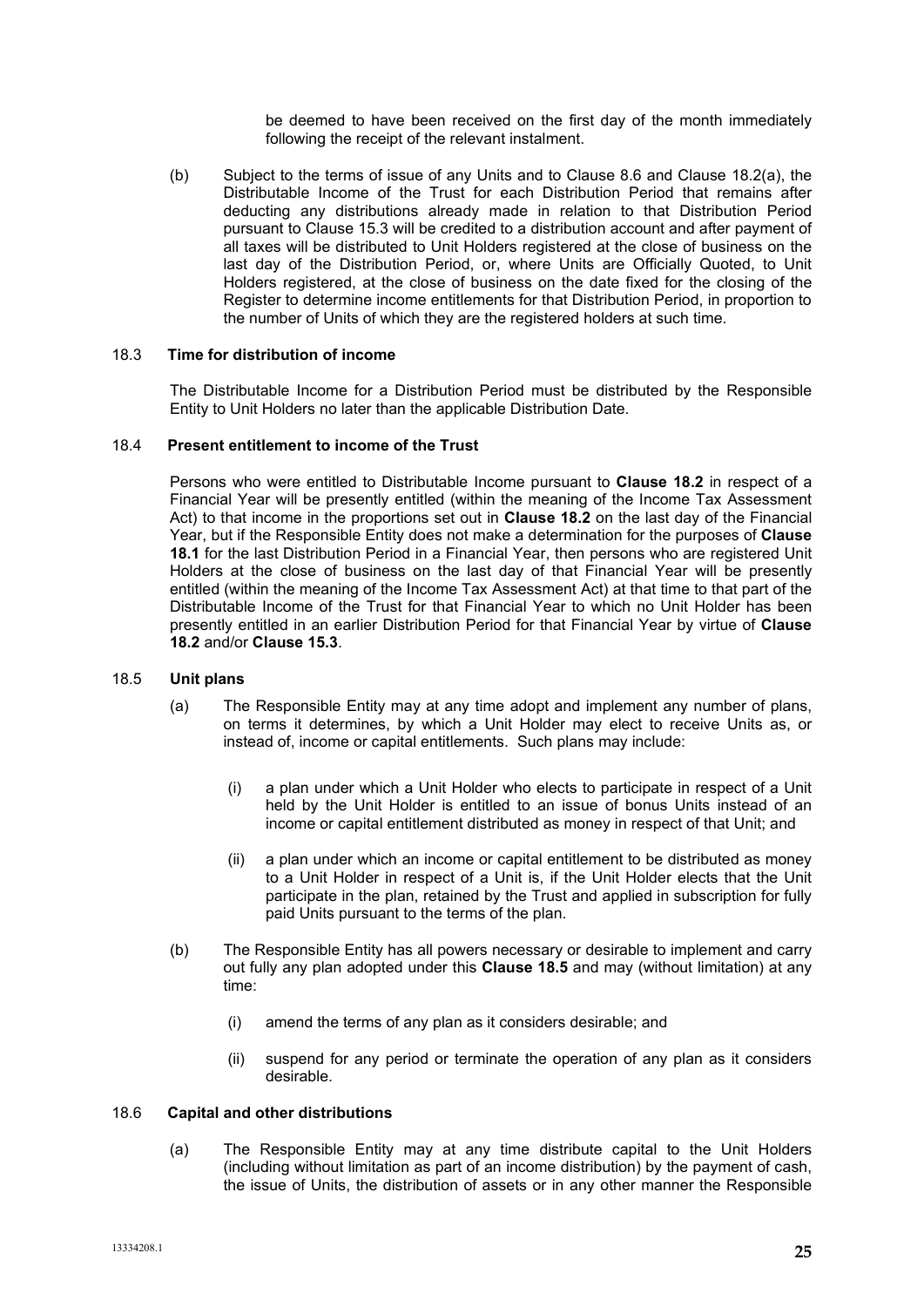be deemed to have been received on the first day of the month immediately following the receipt of the relevant instalment.

(b) Subject to the terms of issue of any Units and to Clause 8.6 and Clause 18.2(a), the Distributable Income of the Trust for each Distribution Period that remains after deducting any distributions already made in relation to that Distribution Period pursuant to Clause 15.3 will be credited to a distribution account and after payment of all taxes will be distributed to Unit Holders registered at the close of business on the last day of the Distribution Period, or, where Units are Officially Quoted, to Unit Holders registered, at the close of business on the date fixed for the closing of the Register to determine income entitlements for that Distribution Period, in proportion to the number of Units of which they are the registered holders at such time.

### 18.3 Time for distribution of income

The Distributable Income for a Distribution Period must be distributed by the Responsible Entity to Unit Holders no later than the applicable Distribution Date.

### 18.4 Present entitlement to income of the Trust

Persons who were entitled to Distributable Income pursuant to **Clause 18.2** in respect of a Financial Year will be presently entitled (within the meaning of the Income Tax Assessment Act) to that income in the proportions set out in **Clause 18.2** on the last day of the Financial Year, but if the Responsible Entity does not make a determination for the purposes of **Clause 18.1** for the last Distribution Period in a Financial Year, then persons who are registered Unit Holders at the close of business on the last day of that Financial Year will be presently entitled (within the meaning of the Income Tax Assessment Act) at that time to that part of the Distributable Income of the Trust for that Financial Year to which no Unit Holder has been presently entitled in an earlier Distribution Period for that Financial Year by virtue of **Clause 18.2** and/or **Clause 15.3**.

### 18.5 Unit plans

(a) The Responsible Entity may at any time adopt and implement any number of plans, on terms it determines, by which a Unit Holder may elect to receive Units as, or instead of, income or capital entitlements. Such plans may include:

   (i) a plan under which a Unit Holder who elects to participate in respect of a Unit held by the Unit Holder is entitled to an issue of bonus Units instead of an income or capital entitlement distributed as money in respect of that Unit; and

   (ii) a plan under which an income or capital entitlement to be distributed as money to a Unit Holder in respect of a Unit is, if the Unit Holder elects that the Unit participate in the plan, retained by the Trust and applied in subscription for fully paid Units pursuant to the terms of the plan.

(b) The Responsible Entity has all powers necessary or desirable to implement and carry out fully any plan adopted under this **Clause 18.5** and may (without limitation) at any time:

   (i) amend the terms of any plan as it considers desirable; and

   (ii) suspend for any period or terminate the operation of any plan as it considers desirable.

### 18.6 Capital and other distributions

(a) The Responsible Entity may at any time distribute capital to the Unit Holders (including without limitation as part of an income distribution) by the payment of cash, the issue of Units, the distribution of assets or in any other manner the Responsible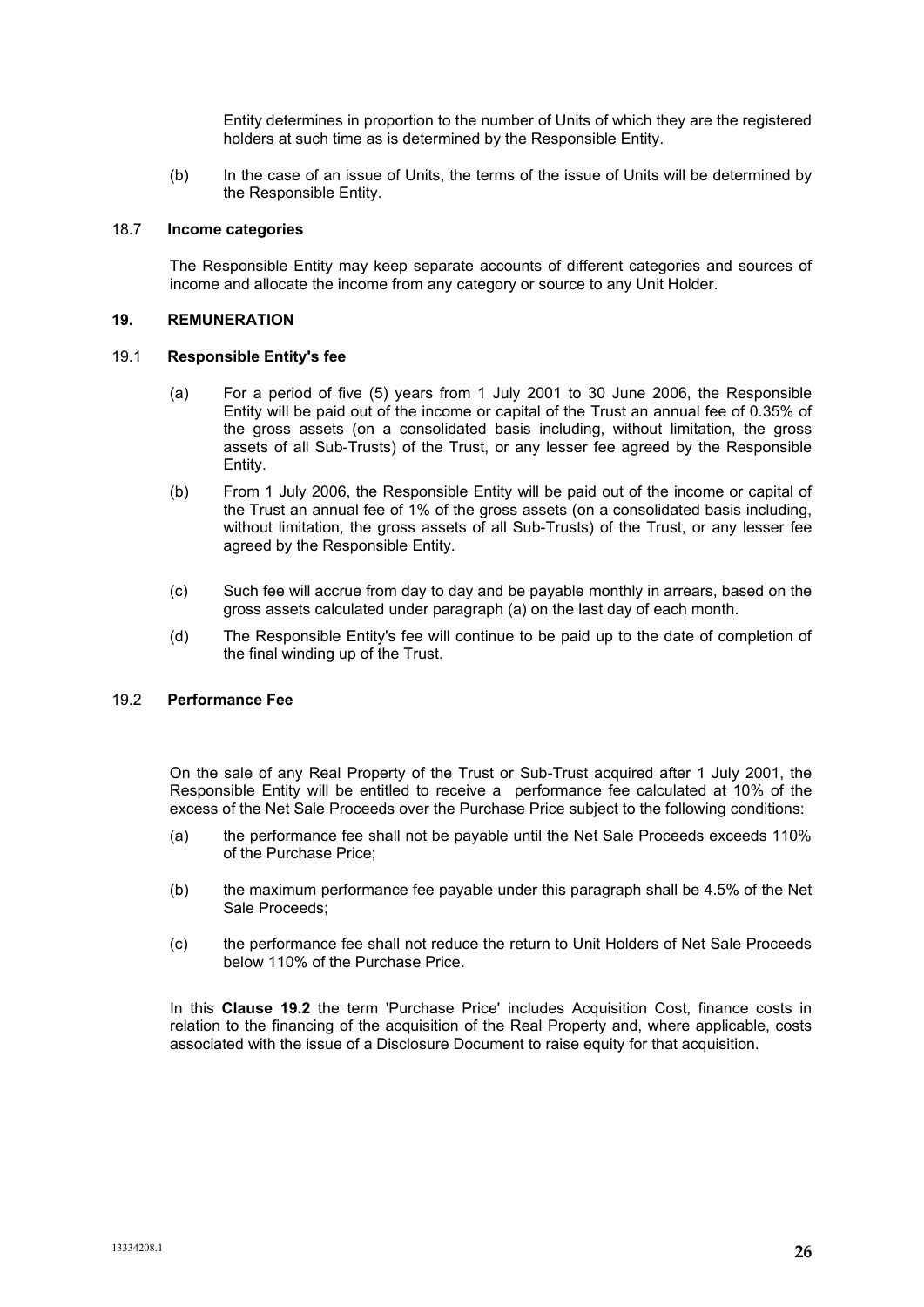Entity determines in proportion to the number of Units of which they are the registered holders at such time as is determined by the Responsible Entity.

(b) In the case of an issue of Units, the terms of the issue of Units will be determined by the Responsible Entity.

### 18.7 Income categories

The Responsible Entity may keep separate accounts of different categories and sources of income and allocate the income from any category or source to any Unit Holder.

## 19. REMUNERATION

### 19.1 Responsible Entity's fee

(a) For a period of five (5) years from 1 July 2001 to 30 June 2006, the Responsible Entity will be paid out of the income or capital of the Trust an annual fee of 0.35% of the gross assets (on a consolidated basis including, without limitation, the gross assets of all Sub-Trusts) of the Trust, or any lesser fee agreed by the Responsible Entity.

(b) From 1 July 2006, the Responsible Entity will be paid out of the income or capital of the Trust an annual fee of 1% of the gross assets (on a consolidated basis including, without limitation, the gross assets of all Sub-Trusts) of the Trust, or any lesser fee agreed by the Responsible Entity.

(c) Such fee will accrue from day to day and be payable monthly in arrears, based on the gross assets calculated under paragraph (a) on the last day of each month.

(d) The Responsible Entity's fee will continue to be paid up to the date of completion of the final winding up of the Trust.

### 19.2 Performance Fee

On the sale of any Real Property of the Trust or Sub-Trust acquired after 1 July 2001, the Responsible Entity will be entitled to receive a performance fee calculated at 10% of the excess of the Net Sale Proceeds over the Purchase Price subject to the following conditions:

(a) the performance fee shall not be payable until the Net Sale Proceeds exceeds 110% of the Purchase Price;

(b) the maximum performance fee payable under this paragraph shall be 4.5% of the Net Sale Proceeds;

(c) the performance fee shall not reduce the return to Unit Holders of Net Sale Proceeds below 110% of the Purchase Price.

In this **Clause 19.2** the term 'Purchase Price' includes Acquisition Cost, finance costs in relation to the financing of the acquisition of the Real Property and, where applicable, costs associated with the issue of a Disclosure Document to raise equity for that acquisition.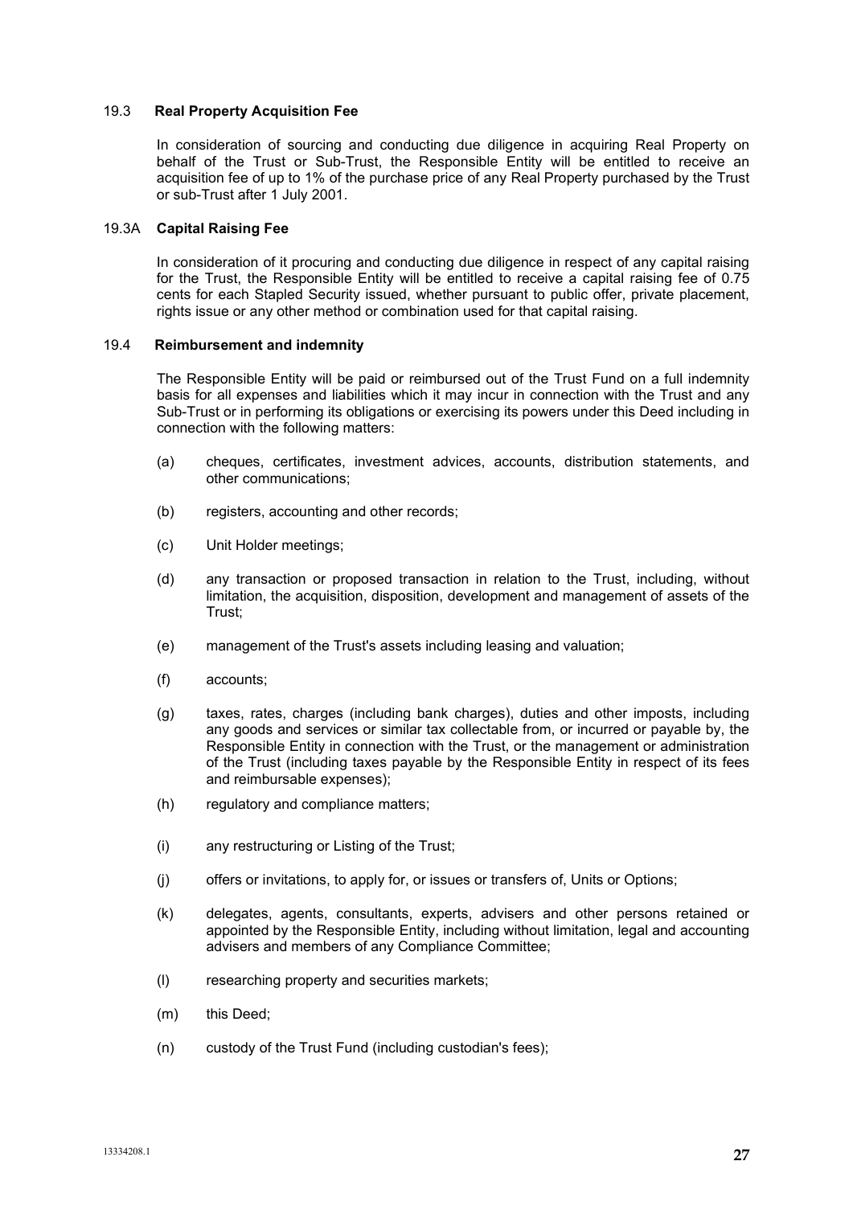### 19.3 Real Property Acquisition Fee

In consideration of sourcing and conducting due diligence in acquiring Real Property on behalf of the Trust or Sub-Trust, the Responsible Entity will be entitled to receive an acquisition fee of up to 1% of the purchase price of any Real Property purchased by the Trust or sub-Trust after 1 July 2001.

### 19.3A Capital Raising Fee

In consideration of it procuring and conducting due diligence in respect of any capital raising for the Trust, the Responsible Entity will be entitled to receive a capital raising fee of 0.75 cents for each Stapled Security issued, whether pursuant to public offer, private placement, rights issue or any other method or combination used for that capital raising.

### 19.4 Reimbursement and indemnity

The Responsible Entity will be paid or reimbursed out of the Trust Fund on a full indemnity basis for all expenses and liabilities which it may incur in connection with the Trust and any Sub-Trust or in performing its obligations or exercising its powers under this Deed including in connection with the following matters:

(a) cheques, certificates, investment advices, accounts, distribution statements, and other communications;

(b) registers, accounting and other records;

(c) Unit Holder meetings;

(d) any transaction or proposed transaction in relation to the Trust, including, without limitation, the acquisition, disposition, development and management of assets of the Trust;

(e) management of the Trust's assets including leasing and valuation;

(f) accounts;

(g) taxes, rates, charges (including bank charges), duties and other imposts, including any goods and services or similar tax collectable from, or incurred or payable by, the Responsible Entity in connection with the Trust, or the management or administration of the Trust (including taxes payable by the Responsible Entity in respect of its fees and reimbursable expenses);

(h) regulatory and compliance matters;

(i) any restructuring or Listing of the Trust;

(j) offers or invitations, to apply for, or issues or transfers of, Units or Options;

(k) delegates, agents, consultants, experts, advisers and other persons retained or appointed by the Responsible Entity, including without limitation, legal and accounting advisers and members of any Compliance Committee;

(l) researching property and securities markets;

(m) this Deed;

(n) custody of the Trust Fund (including custodian's fees);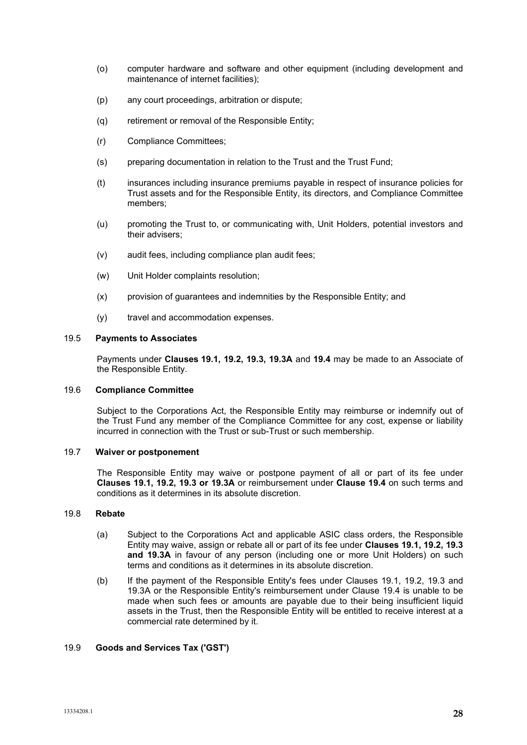(o) computer hardware and software and other equipment (including development and maintenance of internet facilities);

(p) any court proceedings, arbitration or dispute;

(q) retirement or removal of the Responsible Entity;

(r) Compliance Committees;

(s) preparing documentation in relation to the Trust and the Trust Fund;

(t) insurances including insurance premiums payable in respect of insurance policies for Trust assets and for the Responsible Entity, its directors, and Compliance Committee members;

(u) promoting the Trust to, or communicating with, Unit Holders, potential investors and their advisers;

(v) audit fees, including compliance plan audit fees;

(w) Unit Holder complaints resolution;

(x) provision of guarantees and indemnities by the Responsible Entity; and

(y) travel and accommodation expenses.

### 19.5 **Payments to Associates**

Payments under **Clauses 19.1, 19.2, 19.3, 19.3A** and **19.4** may be made to an Associate of the Responsible Entity.

### 19.6 **Compliance Committee**

Subject to the Corporations Act, the Responsible Entity may reimburse or indemnify out of the Trust Fund any member of the Compliance Committee for any cost, expense or liability incurred in connection with the Trust or sub-Trust or such membership.

### 19.7 **Waiver or postponement**

The Responsible Entity may waive or postpone payment of all or part of its fee under **Clauses 19.1, 19.2, 19.3 or 19.3A** or reimbursement under **Clause 19.4** on such terms and conditions as it determines in its absolute discretion.

### 19.8 **Rebate**

(a) Subject to the Corporations Act and applicable ASIC class orders, the Responsible Entity may waive, assign or rebate all or part of its fee under **Clauses 19.1, 19.2, 19.3 and 19.3A** in favour of any person (including one or more Unit Holders) on such terms and conditions as it determines in its absolute discretion.

(b) If the payment of the Responsible Entity's fees under Clauses 19.1, 19.2, 19.3 and 19.3A or the Responsible Entity's reimbursement under Clause 19.4 is unable to be made when such fees or amounts are payable due to their being insufficient liquid assets in the Trust, then the Responsible Entity will be entitled to receive interest at a commercial rate determined by it.

### 19.9 **Goods and Services Tax ('GST')**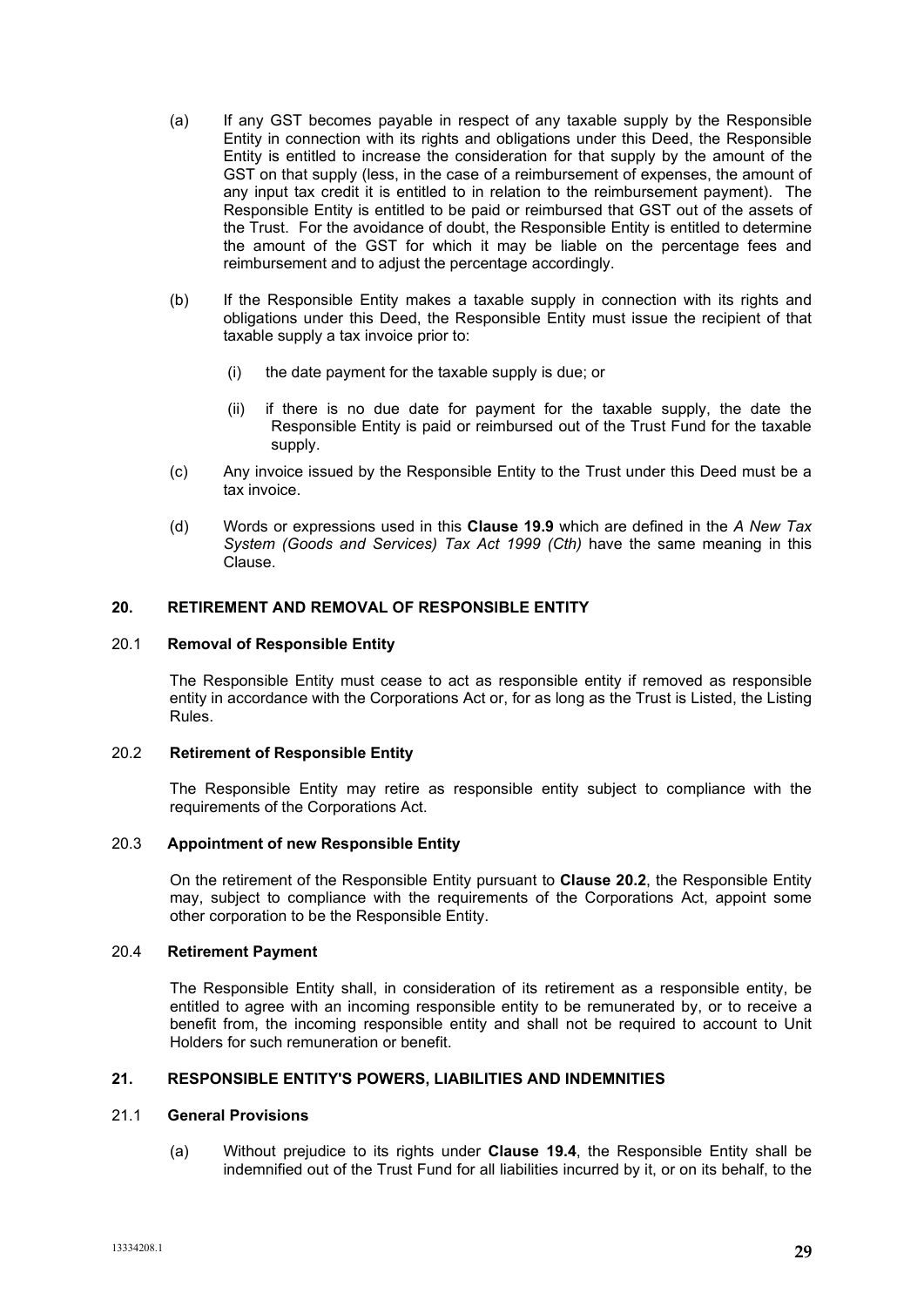(a) If any GST becomes payable in respect of any taxable supply by the Responsible Entity in connection with its rights and obligations under this Deed, the Responsible Entity is entitled to increase the consideration for that supply by the amount of the GST on that supply (less, in the case of a reimbursement of expenses, the amount of any input tax credit it is entitled to in relation to the reimbursement payment). The Responsible Entity is entitled to be paid or reimbursed that GST out of the assets of the Trust. For the avoidance of doubt, the Responsible Entity is entitled to determine the amount of the GST for which it may be liable on the percentage fees and reimbursement and to adjust the percentage accordingly.

(b) If the Responsible Entity makes a taxable supply in connection with its rights and obligations under this Deed, the Responsible Entity must issue the recipient of that taxable supply a tax invoice prior to:

  (i) the date payment for the taxable supply is due; or

  (ii) if there is no due date for payment for the taxable supply, the date the Responsible Entity is paid or reimbursed out of the Trust Fund for the taxable supply.

(c) Any invoice issued by the Responsible Entity to the Trust under this Deed must be a tax invoice.

(d) Words or expressions used in this **Clause 19.9** which are defined in the *A New Tax System (Goods and Services) Tax Act 1999 (Cth)* have the same meaning in this Clause.

## 20. RETIREMENT AND REMOVAL OF RESPONSIBLE ENTITY

### 20.1 Removal of Responsible Entity

The Responsible Entity must cease to act as responsible entity if removed as responsible entity in accordance with the Corporations Act or, for as long as the Trust is Listed, the Listing Rules.

### 20.2 Retirement of Responsible Entity

The Responsible Entity may retire as responsible entity subject to compliance with the requirements of the Corporations Act.

### 20.3 Appointment of new Responsible Entity

On the retirement of the Responsible Entity pursuant to **Clause 20.2**, the Responsible Entity may, subject to compliance with the requirements of the Corporations Act, appoint some other corporation to be the Responsible Entity.

### 20.4 Retirement Payment

The Responsible Entity shall, in consideration of its retirement as a responsible entity, be entitled to agree with an incoming responsible entity to be remunerated by, or to receive a benefit from, the incoming responsible entity and shall not be required to account to Unit Holders for such remuneration or benefit.

## 21. RESPONSIBLE ENTITY'S POWERS, LIABILITIES AND INDEMNITIES

### 21.1 General Provisions

(a) Without prejudice to its rights under **Clause 19.4**, the Responsible Entity shall be indemnified out of the Trust Fund for all liabilities incurred by it, or on its behalf, to the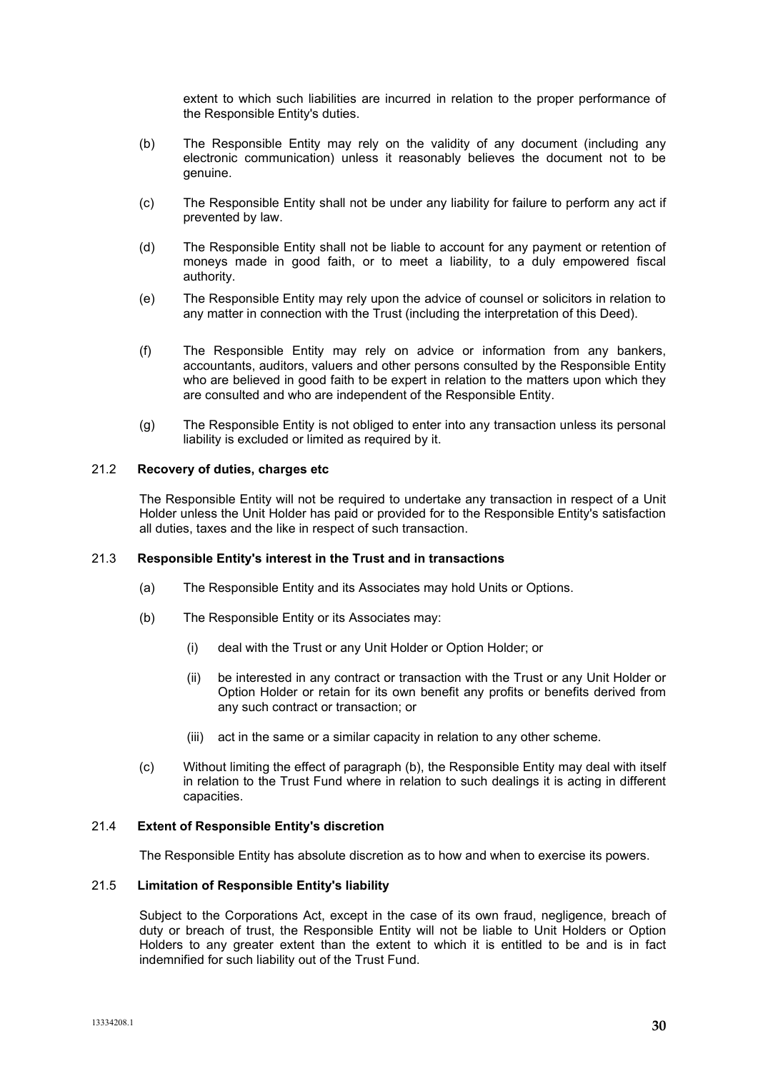extent to which such liabilities are incurred in relation to the proper performance of the Responsible Entity's duties.

(b) The Responsible Entity may rely on the validity of any document (including any electronic communication) unless it reasonably believes the document not to be genuine.

(c) The Responsible Entity shall not be under any liability for failure to perform any act if prevented by law.

(d) The Responsible Entity shall not be liable to account for any payment or retention of moneys made in good faith, or to meet a liability, to a duly empowered fiscal authority.

(e) The Responsible Entity may rely upon the advice of counsel or solicitors in relation to any matter in connection with the Trust (including the interpretation of this Deed).

(f) The Responsible Entity may rely on advice or information from any bankers, accountants, auditors, valuers and other persons consulted by the Responsible Entity who are believed in good faith to be expert in relation to the matters upon which they are consulted and who are independent of the Responsible Entity.

(g) The Responsible Entity is not obliged to enter into any transaction unless its personal liability is excluded or limited as required by it.

### 21.2 Recovery of duties, charges etc

The Responsible Entity will not be required to undertake any transaction in respect of a Unit Holder unless the Unit Holder has paid or provided for to the Responsible Entity's satisfaction all duties, taxes and the like in respect of such transaction.

### 21.3 Responsible Entity's interest in the Trust and in transactions

(a) The Responsible Entity and its Associates may hold Units or Options.

(b) The Responsible Entity or its Associates may:

  (i) deal with the Trust or any Unit Holder or Option Holder; or

  (ii) be interested in any contract or transaction with the Trust or any Unit Holder or Option Holder or retain for its own benefit any profits or benefits derived from any such contract or transaction; or

  (iii) act in the same or a similar capacity in relation to any other scheme.

(c) Without limiting the effect of paragraph (b), the Responsible Entity may deal with itself in relation to the Trust Fund where in relation to such dealings it is acting in different capacities.

### 21.4 Extent of Responsible Entity's discretion

The Responsible Entity has absolute discretion as to how and when to exercise its powers.

### 21.5 Limitation of Responsible Entity's liability

Subject to the Corporations Act, except in the case of its own fraud, negligence, breach of duty or breach of trust, the Responsible Entity will not be liable to Unit Holders or Option Holders to any greater extent than the extent to which it is entitled to be and is in fact indemnified for such liability out of the Trust Fund.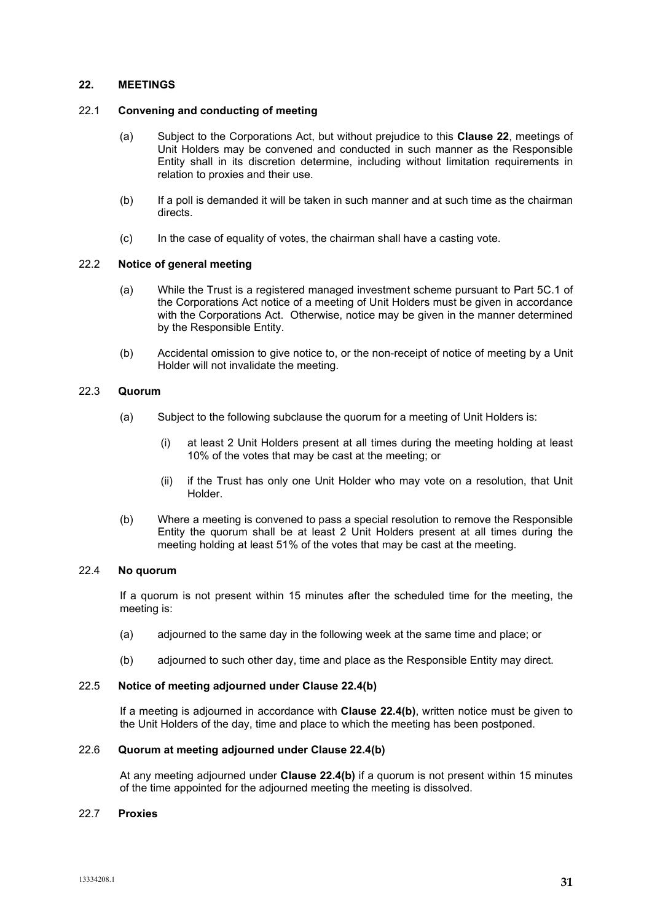## 22. MEETINGS

### 22.1 Convening and conducting of meeting

(a) Subject to the Corporations Act, but without prejudice to this **Clause 22**, meetings of Unit Holders may be convened and conducted in such manner as the Responsible Entity shall in its discretion determine, including without limitation requirements in relation to proxies and their use.

(b) If a poll is demanded it will be taken in such manner and at such time as the chairman directs.

(c) In the case of equality of votes, the chairman shall have a casting vote.

### 22.2 Notice of general meeting

(a) While the Trust is a registered managed investment scheme pursuant to Part 5C.1 of the Corporations Act notice of a meeting of Unit Holders must be given in accordance with the Corporations Act. Otherwise, notice may be given in the manner determined by the Responsible Entity.

(b) Accidental omission to give notice to, or the non-receipt of notice of meeting by a Unit Holder will not invalidate the meeting.

### 22.3 Quorum

(a) Subject to the following subclause the quorum for a meeting of Unit Holders is:

(i) at least 2 Unit Holders present at all times during the meeting holding at least 10% of the votes that may be cast at the meeting; or

(ii) if the Trust has only one Unit Holder who may vote on a resolution, that Unit Holder.

(b) Where a meeting is convened to pass a special resolution to remove the Responsible Entity the quorum shall be at least 2 Unit Holders present at all times during the meeting holding at least 51% of the votes that may be cast at the meeting.

### 22.4 No quorum

If a quorum is not present within 15 minutes after the scheduled time for the meeting, the meeting is:

(a) adjourned to the same day in the following week at the same time and place; or

(b) adjourned to such other day, time and place as the Responsible Entity may direct.

### 22.5 Notice of meeting adjourned under Clause 22.4(b)

If a meeting is adjourned in accordance with **Clause 22.4(b)**, written notice must be given to the Unit Holders of the day, time and place to which the meeting has been postponed.

### 22.6 Quorum at meeting adjourned under Clause 22.4(b)

At any meeting adjourned under **Clause 22.4(b)** if a quorum is not present within 15 minutes of the time appointed for the adjourned meeting the meeting is dissolved.

### 22.7 Proxies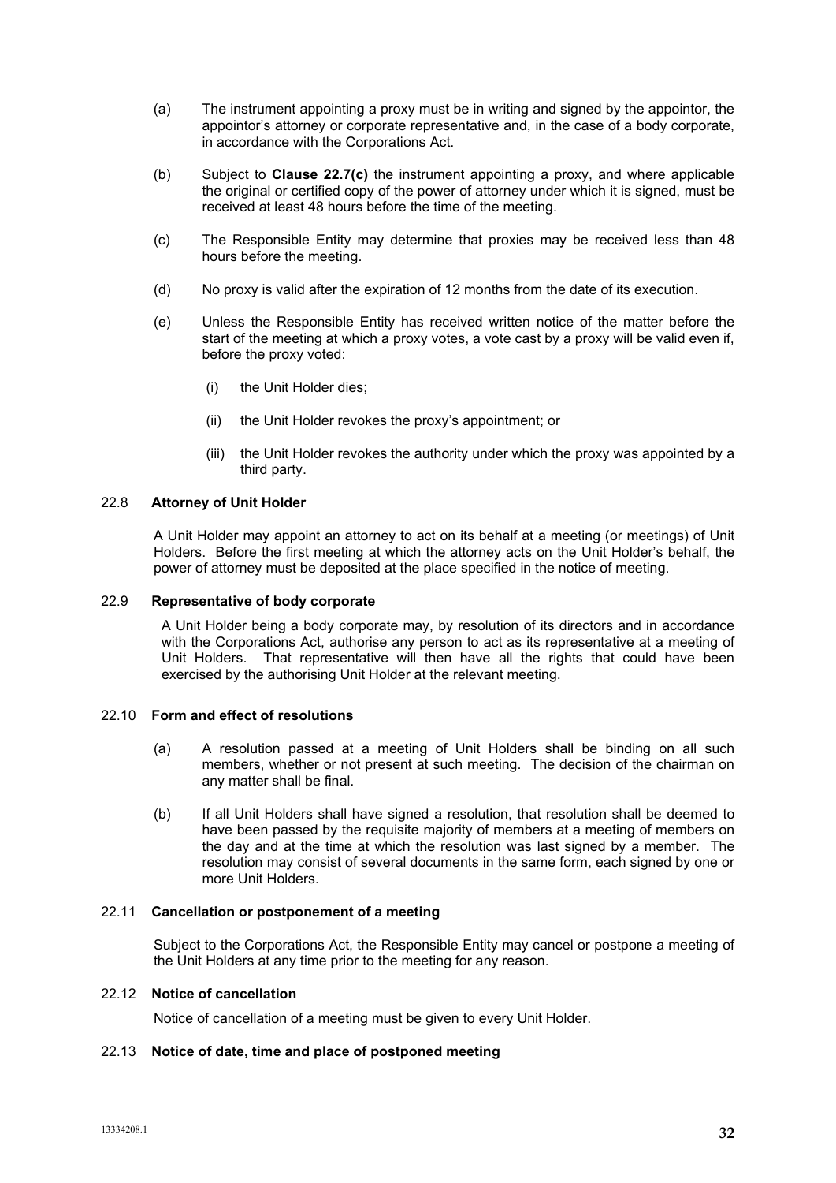(a) The instrument appointing a proxy must be in writing and signed by the appointor, the appointor's attorney or corporate representative and, in the case of a body corporate, in accordance with the Corporations Act.

(b) Subject to **Clause 22.7(c)** the instrument appointing a proxy, and where applicable the original or certified copy of the power of attorney under which it is signed, must be received at least 48 hours before the time of the meeting.

(c) The Responsible Entity may determine that proxies may be received less than 48 hours before the meeting.

(d) No proxy is valid after the expiration of 12 months from the date of its execution.

(e) Unless the Responsible Entity has received written notice of the matter before the start of the meeting at which a proxy votes, a vote cast by a proxy will be valid even if, before the proxy voted:

  (i) the Unit Holder dies;

  (ii) the Unit Holder revokes the proxy's appointment; or

  (iii) the Unit Holder revokes the authority under which the proxy was appointed by a third party.

### 22.8 Attorney of Unit Holder

A Unit Holder may appoint an attorney to act on its behalf at a meeting (or meetings) of Unit Holders. Before the first meeting at which the attorney acts on the Unit Holder's behalf, the power of attorney must be deposited at the place specified in the notice of meeting.

### 22.9 Representative of body corporate

A Unit Holder being a body corporate may, by resolution of its directors and in accordance with the Corporations Act, authorise any person to act as its representative at a meeting of Unit Holders. That representative will then have all the rights that could have been exercised by the authorising Unit Holder at the relevant meeting.

### 22.10 Form and effect of resolutions

(a) A resolution passed at a meeting of Unit Holders shall be binding on all such members, whether or not present at such meeting. The decision of the chairman on any matter shall be final.

(b) If all Unit Holders shall have signed a resolution, that resolution shall be deemed to have been passed by the requisite majority of members at a meeting of members on the day and at the time at which the resolution was last signed by a member. The resolution may consist of several documents in the same form, each signed by one or more Unit Holders.

### 22.11 Cancellation or postponement of a meeting

Subject to the Corporations Act, the Responsible Entity may cancel or postpone a meeting of the Unit Holders at any time prior to the meeting for any reason.

### 22.12 Notice of cancellation

Notice of cancellation of a meeting must be given to every Unit Holder.

### 22.13 Notice of date, time and place of postponed meeting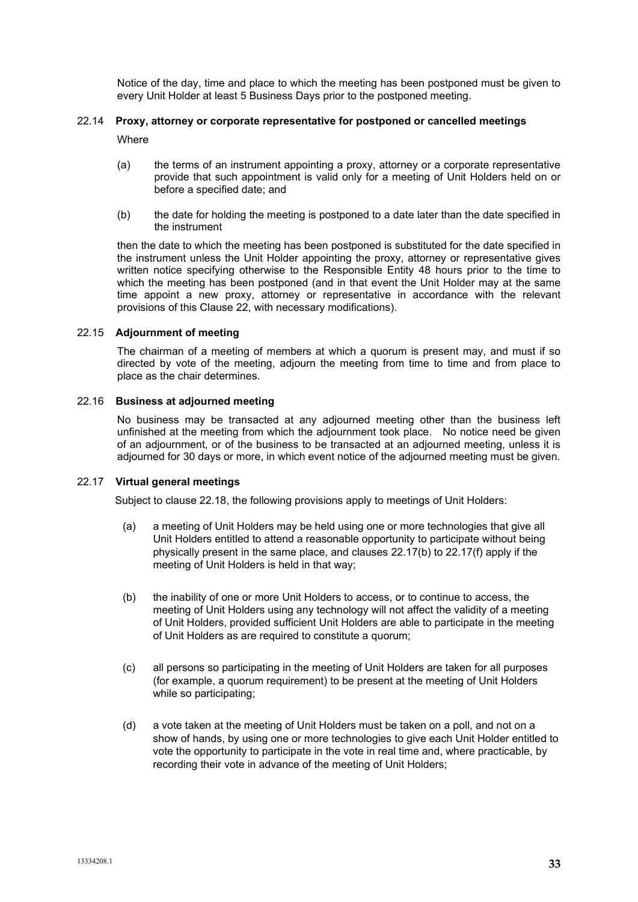Notice of the day, time and place to which the meeting has been postponed must be given to every Unit Holder at least 5 Business Days prior to the postponed meeting.

### 22.14 Proxy, attorney or corporate representative for postponed or cancelled meetings

Where

(a) the terms of an instrument appointing a proxy, attorney or a corporate representative provide that such appointment is valid only for a meeting of Unit Holders held on or before a specified date; and

(b) the date for holding the meeting is postponed to a date later than the date specified in the instrument

then the date to which the meeting has been postponed is substituted for the date specified in the instrument unless the Unit Holder appointing the proxy, attorney or representative gives written notice specifying otherwise to the Responsible Entity 48 hours prior to the time to which the meeting has been postponed (and in that event the Unit Holder may at the same time appoint a new proxy, attorney or representative in accordance with the relevant provisions of this Clause 22, with necessary modifications).

### 22.15 Adjournment of meeting

The chairman of a meeting of members at which a quorum is present may, and must if so directed by vote of the meeting, adjourn the meeting from time to time and from place to place as the chair determines.

### 22.16 Business at adjourned meeting

No business may be transacted at any adjourned meeting other than the business left unfinished at the meeting from which the adjournment took place. No notice need be given of an adjournment, or of the business to be transacted at an adjourned meeting, unless it is adjourned for 30 days or more, in which event notice of the adjourned meeting must be given.

### 22.17 Virtual general meetings

Subject to clause 22.18, the following provisions apply to meetings of Unit Holders:

(a) a meeting of Unit Holders may be held using one or more technologies that give all Unit Holders entitled to attend a reasonable opportunity to participate without being physically present in the same place, and clauses 22.17(b) to 22.17(f) apply if the meeting of Unit Holders is held in that way;

(b) the inability of one or more Unit Holders to access, or to continue to access, the meeting of Unit Holders using any technology will not affect the validity of a meeting of Unit Holders, provided sufficient Unit Holders are able to participate in the meeting of Unit Holders as are required to constitute a quorum;

(c) all persons so participating in the meeting of Unit Holders are taken for all purposes (for example, a quorum requirement) to be present at the meeting of Unit Holders while so participating;

(d) a vote taken at the meeting of Unit Holders must be taken on a poll, and not on a show of hands, by using one or more technologies to give each Unit Holder entitled to vote the opportunity to participate in the vote in real time and, where practicable, by recording their vote in advance of the meeting of Unit Holders;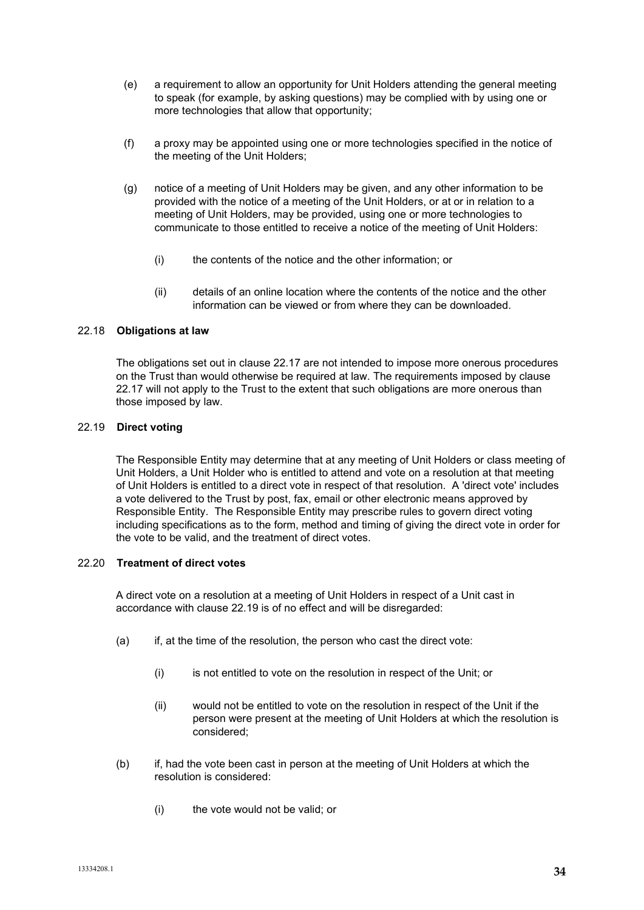(e) a requirement to allow an opportunity for Unit Holders attending the general meeting to speak (for example, by asking questions) may be complied with by using one or more technologies that allow that opportunity;

(f) a proxy may be appointed using one or more technologies specified in the notice of the meeting of the Unit Holders;

(g) notice of a meeting of Unit Holders may be given, and any other information to be provided with the notice of a meeting of the Unit Holders, or at or in relation to a meeting of Unit Holders, may be provided, using one or more technologies to communicate to those entitled to receive a notice of the meeting of Unit Holders:

(i) the contents of the notice and the other information; or

(ii) details of an online location where the contents of the notice and the other information can be viewed or from where they can be downloaded.

### 22.18 **Obligations at law**

The obligations set out in clause 22.17 are not intended to impose more onerous procedures on the Trust than would otherwise be required at law. The requirements imposed by clause 22.17 will not apply to the Trust to the extent that such obligations are more onerous than those imposed by law.

### 22.19 **Direct voting**

The Responsible Entity may determine that at any meeting of Unit Holders or class meeting of Unit Holders, a Unit Holder who is entitled to attend and vote on a resolution at that meeting of Unit Holders is entitled to a direct vote in respect of that resolution. A 'direct vote' includes a vote delivered to the Trust by post, fax, email or other electronic means approved by Responsible Entity. The Responsible Entity may prescribe rules to govern direct voting including specifications as to the form, method and timing of giving the direct vote in order for the vote to be valid, and the treatment of direct votes.

### 22.20 **Treatment of direct votes**

A direct vote on a resolution at a meeting of Unit Holders in respect of a Unit cast in accordance with clause 22.19 is of no effect and will be disregarded:

(a) if, at the time of the resolution, the person who cast the direct vote:

(i) is not entitled to vote on the resolution in respect of the Unit; or

(ii) would not be entitled to vote on the resolution in respect of the Unit if the person were present at the meeting of Unit Holders at which the resolution is considered;

(b) if, had the vote been cast in person at the meeting of Unit Holders at which the resolution is considered:

(i) the vote would not be valid; or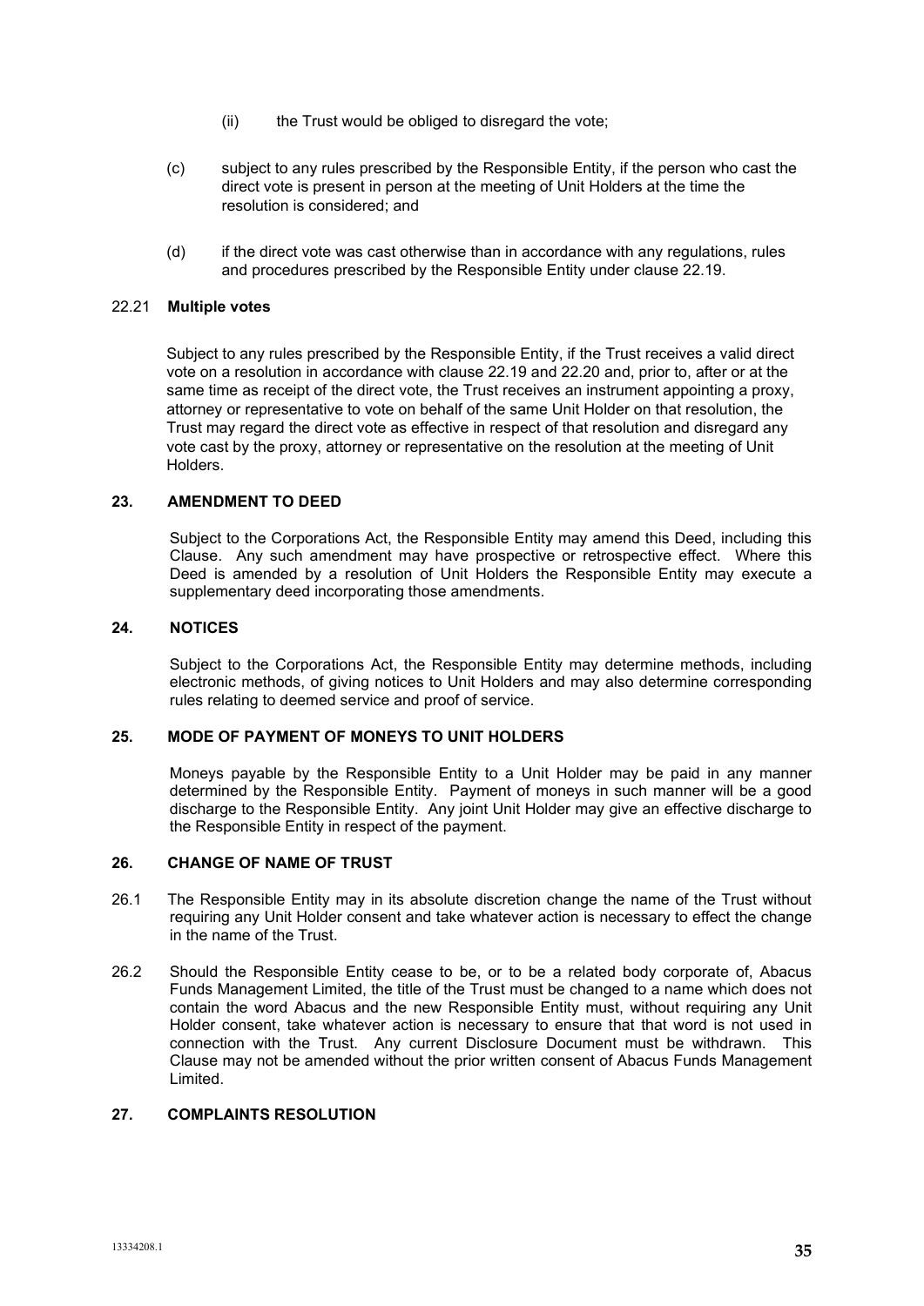(ii) the Trust would be obliged to disregard the vote;

(c) subject to any rules prescribed by the Responsible Entity, if the person who cast the direct vote is present in person at the meeting of Unit Holders at the time the resolution is considered; and

(d) if the direct vote was cast otherwise than in accordance with any regulations, rules and procedures prescribed by the Responsible Entity under clause 22.19.

### 22.21 Multiple votes

Subject to any rules prescribed by the Responsible Entity, if the Trust receives a valid direct vote on a resolution in accordance with clause 22.19 and 22.20 and, prior to, after or at the same time as receipt of the direct vote, the Trust receives an instrument appointing a proxy, attorney or representative to vote on behalf of the same Unit Holder on that resolution, the Trust may regard the direct vote as effective in respect of that resolution and disregard any vote cast by the proxy, attorney or representative on the resolution at the meeting of Unit Holders.

## 23. AMENDMENT TO DEED

Subject to the Corporations Act, the Responsible Entity may amend this Deed, including this Clause. Any such amendment may have prospective or retrospective effect. Where this Deed is amended by a resolution of Unit Holders the Responsible Entity may execute a supplementary deed incorporating those amendments.

## 24. NOTICES

Subject to the Corporations Act, the Responsible Entity may determine methods, including electronic methods, of giving notices to Unit Holders and may also determine corresponding rules relating to deemed service and proof of service.

## 25. MODE OF PAYMENT OF MONEYS TO UNIT HOLDERS

Moneys payable by the Responsible Entity to a Unit Holder may be paid in any manner determined by the Responsible Entity. Payment of moneys in such manner will be a good discharge to the Responsible Entity. Any joint Unit Holder may give an effective discharge to the Responsible Entity in respect of the payment.

## 26. CHANGE OF NAME OF TRUST

26.1 The Responsible Entity may in its absolute discretion change the name of the Trust without requiring any Unit Holder consent and take whatever action is necessary to effect the change in the name of the Trust.

26.2 Should the Responsible Entity cease to be, or to be a related body corporate of, Abacus Funds Management Limited, the title of the Trust must be changed to a name which does not contain the word Abacus and the new Responsible Entity must, without requiring any Unit Holder consent, take whatever action is necessary to ensure that that word is not used in connection with the Trust. Any current Disclosure Document must be withdrawn. This Clause may not be amended without the prior written consent of Abacus Funds Management Limited.

## 27. COMPLAINTS RESOLUTION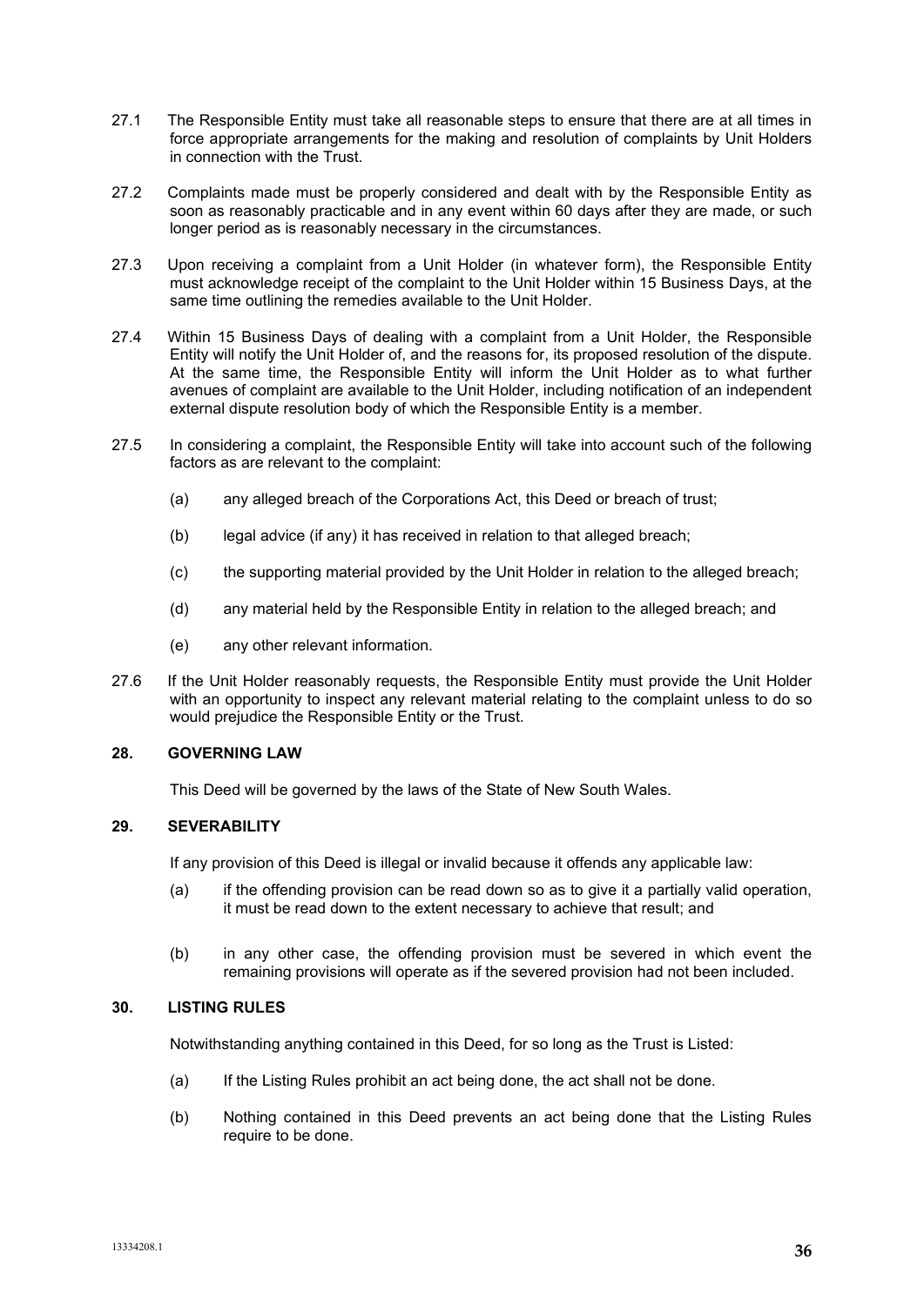27.1 The Responsible Entity must take all reasonable steps to ensure that there are at all times in force appropriate arrangements for the making and resolution of complaints by Unit Holders in connection with the Trust.

27.2 Complaints made must be properly considered and dealt with by the Responsible Entity as soon as reasonably practicable and in any event within 60 days after they are made, or such longer period as is reasonably necessary in the circumstances.

27.3 Upon receiving a complaint from a Unit Holder (in whatever form), the Responsible Entity must acknowledge receipt of the complaint to the Unit Holder within 15 Business Days, at the same time outlining the remedies available to the Unit Holder.

27.4 Within 15 Business Days of dealing with a complaint from a Unit Holder, the Responsible Entity will notify the Unit Holder of, and the reasons for, its proposed resolution of the dispute. At the same time, the Responsible Entity will inform the Unit Holder as to what further avenues of complaint are available to the Unit Holder, including notification of an independent external dispute resolution body of which the Responsible Entity is a member.

27.5 In considering a complaint, the Responsible Entity will take into account such of the following factors as are relevant to the complaint:

(a) any alleged breach of the Corporations Act, this Deed or breach of trust;

(b) legal advice (if any) it has received in relation to that alleged breach;

(c) the supporting material provided by the Unit Holder in relation to the alleged breach;

(d) any material held by the Responsible Entity in relation to the alleged breach; and

(e) any other relevant information.

27.6 If the Unit Holder reasonably requests, the Responsible Entity must provide the Unit Holder with an opportunity to inspect any relevant material relating to the complaint unless to do so would prejudice the Responsible Entity or the Trust.

## 28. GOVERNING LAW

This Deed will be governed by the laws of the State of New South Wales.

## 29. SEVERABILITY

If any provision of this Deed is illegal or invalid because it offends any applicable law:

(a) if the offending provision can be read down so as to give it a partially valid operation, it must be read down to the extent necessary to achieve that result; and

(b) in any other case, the offending provision must be severed in which event the remaining provisions will operate as if the severed provision had not been included.

## 30. LISTING RULES

Notwithstanding anything contained in this Deed, for so long as the Trust is Listed:

(a) If the Listing Rules prohibit an act being done, the act shall not be done.

(b) Nothing contained in this Deed prevents an act being done that the Listing Rules require to be done.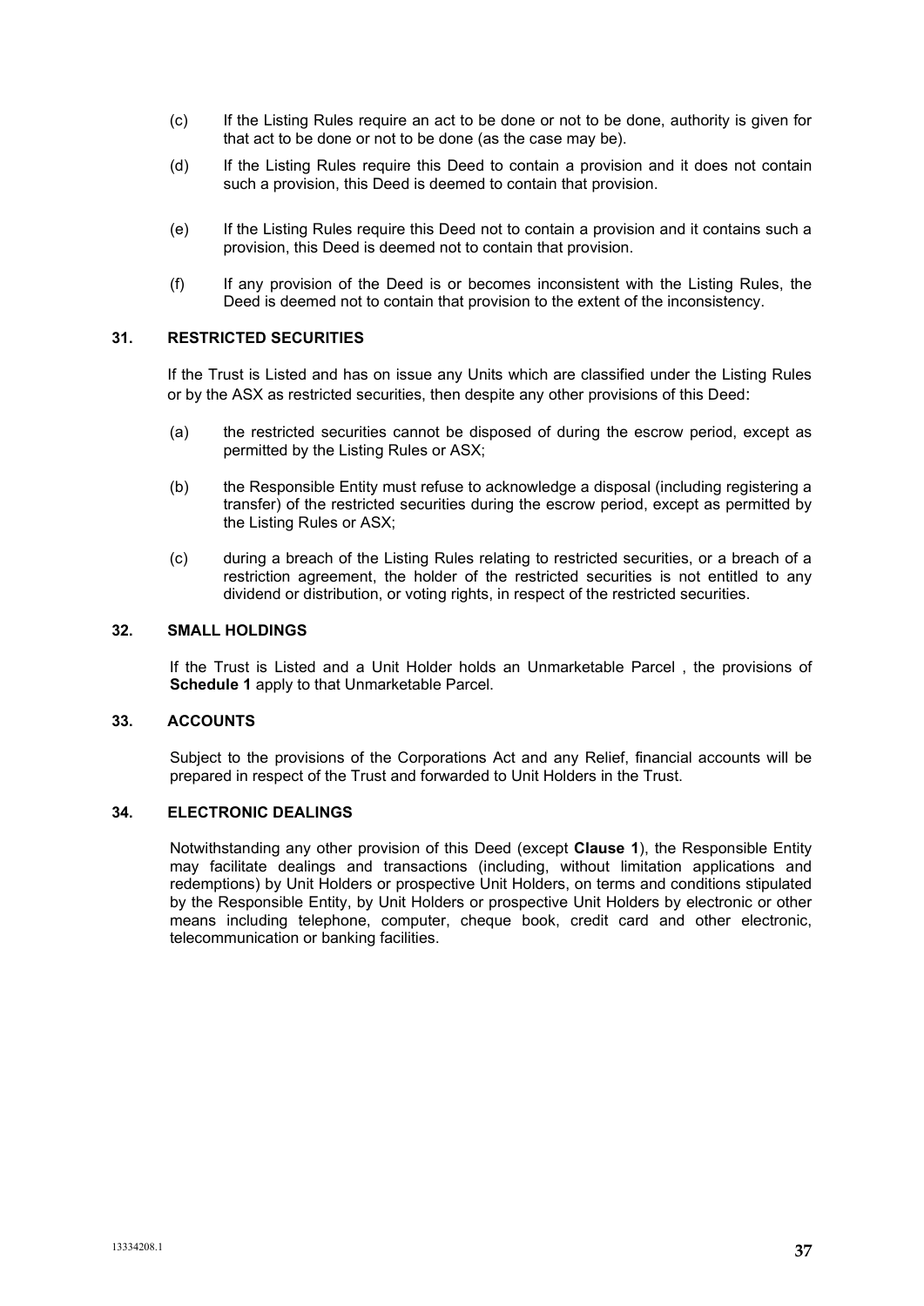(c) If the Listing Rules require an act to be done or not to be done, authority is given for that act to be done or not to be done (as the case may be).

(d) If the Listing Rules require this Deed to contain a provision and it does not contain such a provision, this Deed is deemed to contain that provision.

(e) If the Listing Rules require this Deed not to contain a provision and it contains such a provision, this Deed is deemed not to contain that provision.

(f) If any provision of the Deed is or becomes inconsistent with the Listing Rules, the Deed is deemed not to contain that provision to the extent of the inconsistency.

## 31. RESTRICTED SECURITIES

If the Trust is Listed and has on issue any Units which are classified under the Listing Rules or by the ASX as restricted securities, then despite any other provisions of this Deed:

(a) the restricted securities cannot be disposed of during the escrow period, except as permitted by the Listing Rules or ASX;

(b) the Responsible Entity must refuse to acknowledge a disposal (including registering a transfer) of the restricted securities during the escrow period, except as permitted by the Listing Rules or ASX;

(c) during a breach of the Listing Rules relating to restricted securities, or a breach of a restriction agreement, the holder of the restricted securities is not entitled to any dividend or distribution, or voting rights, in respect of the restricted securities.

## 32. SMALL HOLDINGS

If the Trust is Listed and a Unit Holder holds an Unmarketable Parcel , the provisions of **Schedule 1** apply to that Unmarketable Parcel.

## 33. ACCOUNTS

Subject to the provisions of the Corporations Act and any Relief, financial accounts will be prepared in respect of the Trust and forwarded to Unit Holders in the Trust.

## 34. ELECTRONIC DEALINGS

Notwithstanding any other provision of this Deed (except **Clause 1**), the Responsible Entity may facilitate dealings and transactions (including, without limitation applications and redemptions) by Unit Holders or prospective Unit Holders, on terms and conditions stipulated by the Responsible Entity, by Unit Holders or prospective Unit Holders by electronic or other means including telephone, computer, cheque book, credit card and other electronic, telecommunication or banking facilities.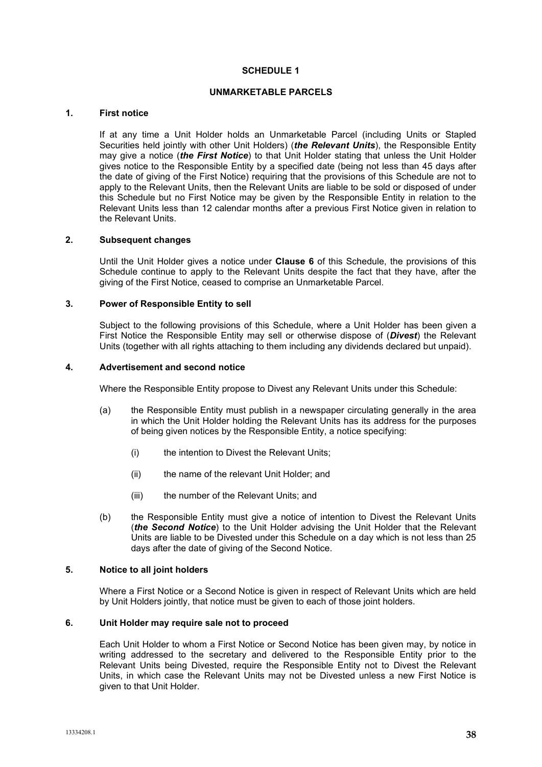# SCHEDULE 1

## UNMARKETABLE PARCELS

### 1. First notice

If at any time a Unit Holder holds an Unmarketable Parcel (including Units or Stapled Securities held jointly with other Unit Holders) (***the Relevant Units***), the Responsible Entity may give a notice (***the First Notice***) to that Unit Holder stating that unless the Unit Holder gives notice to the Responsible Entity by a specified date (being not less than 45 days after the date of giving of the First Notice) requiring that the provisions of this Schedule are not to apply to the Relevant Units, then the Relevant Units are liable to be sold or disposed of under this Schedule but no First Notice may be given by the Responsible Entity in relation to the Relevant Units less than 12 calendar months after a previous First Notice given in relation to the Relevant Units.

### 2. Subsequent changes

Until the Unit Holder gives a notice under **Clause 6** of this Schedule, the provisions of this Schedule continue to apply to the Relevant Units despite the fact that they have, after the giving of the First Notice, ceased to comprise an Unmarketable Parcel.

### 3. Power of Responsible Entity to sell

Subject to the following provisions of this Schedule, where a Unit Holder has been given a First Notice the Responsible Entity may sell or otherwise dispose of (***Divest***) the Relevant Units (together with all rights attaching to them including any dividends declared but unpaid).

### 4. Advertisement and second notice

Where the Responsible Entity propose to Divest any Relevant Units under this Schedule:

(a) the Responsible Entity must publish in a newspaper circulating generally in the area in which the Unit Holder holding the Relevant Units has its address for the purposes of being given notices by the Responsible Entity, a notice specifying:

  (i) the intention to Divest the Relevant Units;

  (ii) the name of the relevant Unit Holder; and

  (iii) the number of the Relevant Units; and

(b) the Responsible Entity must give a notice of intention to Divest the Relevant Units (***the Second Notice***) to the Unit Holder advising the Unit Holder that the Relevant Units are liable to be Divested under this Schedule on a day which is not less than 25 days after the date of giving of the Second Notice.

### 5. Notice to all joint holders

Where a First Notice or a Second Notice is given in respect of Relevant Units which are held by Unit Holders jointly, that notice must be given to each of those joint holders.

### 6. Unit Holder may require sale not to proceed

Each Unit Holder to whom a First Notice or Second Notice has been given may, by notice in writing addressed to the secretary and delivered to the Responsible Entity prior to the Relevant Units being Divested, require the Responsible Entity not to Divest the Relevant Units, in which case the Relevant Units may not be Divested unless a new First Notice is given to that Unit Holder.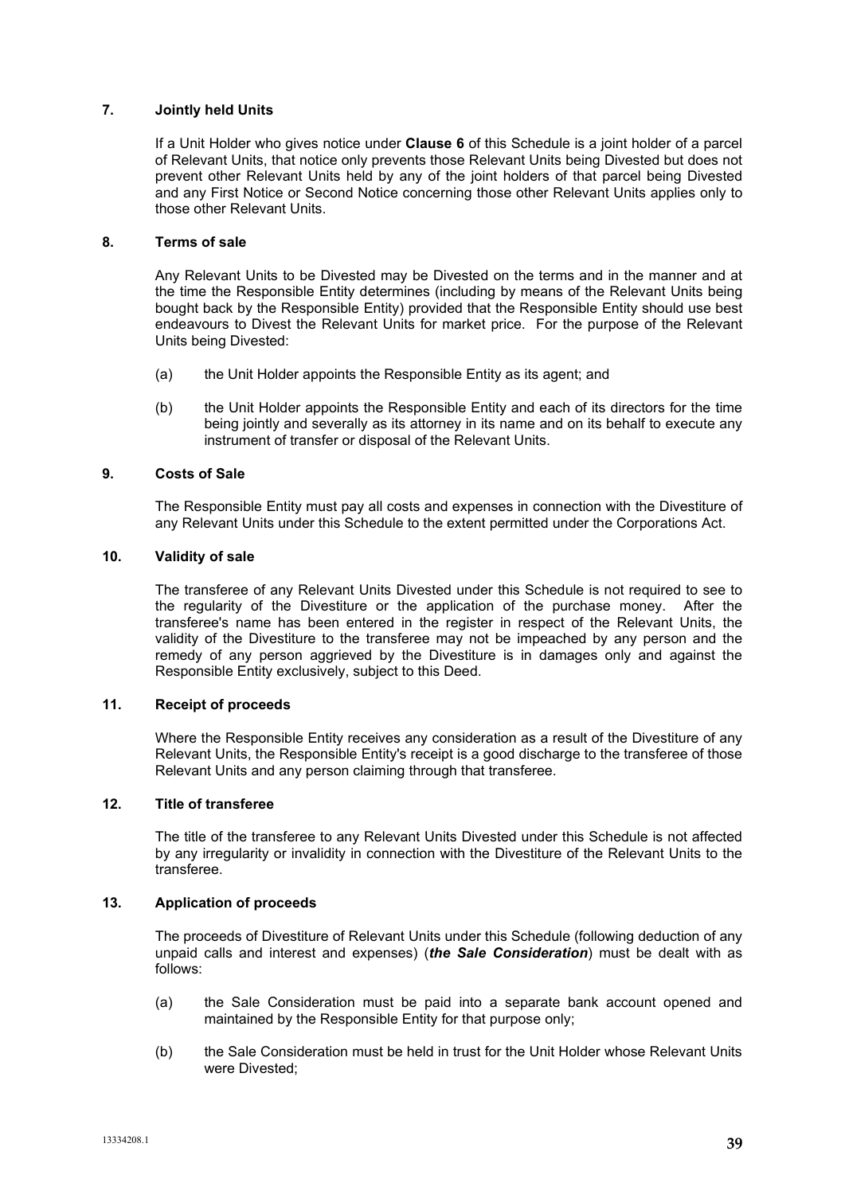## 7. Jointly held Units

If a Unit Holder who gives notice under **Clause 6** of this Schedule is a joint holder of a parcel of Relevant Units, that notice only prevents those Relevant Units being Divested but does not prevent other Relevant Units held by any of the joint holders of that parcel being Divested and any First Notice or Second Notice concerning those other Relevant Units applies only to those other Relevant Units.

## 8. Terms of sale

Any Relevant Units to be Divested may be Divested on the terms and in the manner and at the time the Responsible Entity determines (including by means of the Relevant Units being bought back by the Responsible Entity) provided that the Responsible Entity should use best endeavours to Divest the Relevant Units for market price. For the purpose of the Relevant Units being Divested:

(a) the Unit Holder appoints the Responsible Entity as its agent; and

(b) the Unit Holder appoints the Responsible Entity and each of its directors for the time being jointly and severally as its attorney in its name and on its behalf to execute any instrument of transfer or disposal of the Relevant Units.

## 9. Costs of Sale

The Responsible Entity must pay all costs and expenses in connection with the Divestiture of any Relevant Units under this Schedule to the extent permitted under the Corporations Act.

## 10. Validity of sale

The transferee of any Relevant Units Divested under this Schedule is not required to see to the regularity of the Divestiture or the application of the purchase money. After the transferee's name has been entered in the register in respect of the Relevant Units, the validity of the Divestiture to the transferee may not be impeached by any person and the remedy of any person aggrieved by the Divestiture is in damages only and against the Responsible Entity exclusively, subject to this Deed.

## 11. Receipt of proceeds

Where the Responsible Entity receives any consideration as a result of the Divestiture of any Relevant Units, the Responsible Entity's receipt is a good discharge to the transferee of those Relevant Units and any person claiming through that transferee.

## 12. Title of transferee

The title of the transferee to any Relevant Units Divested under this Schedule is not affected by any irregularity or invalidity in connection with the Divestiture of the Relevant Units to the transferee.

## 13. Application of proceeds

The proceeds of Divestiture of Relevant Units under this Schedule (following deduction of any unpaid calls and interest and expenses) (***the Sale Consideration***) must be dealt with as follows:

(a) the Sale Consideration must be paid into a separate bank account opened and maintained by the Responsible Entity for that purpose only;

(b) the Sale Consideration must be held in trust for the Unit Holder whose Relevant Units were Divested;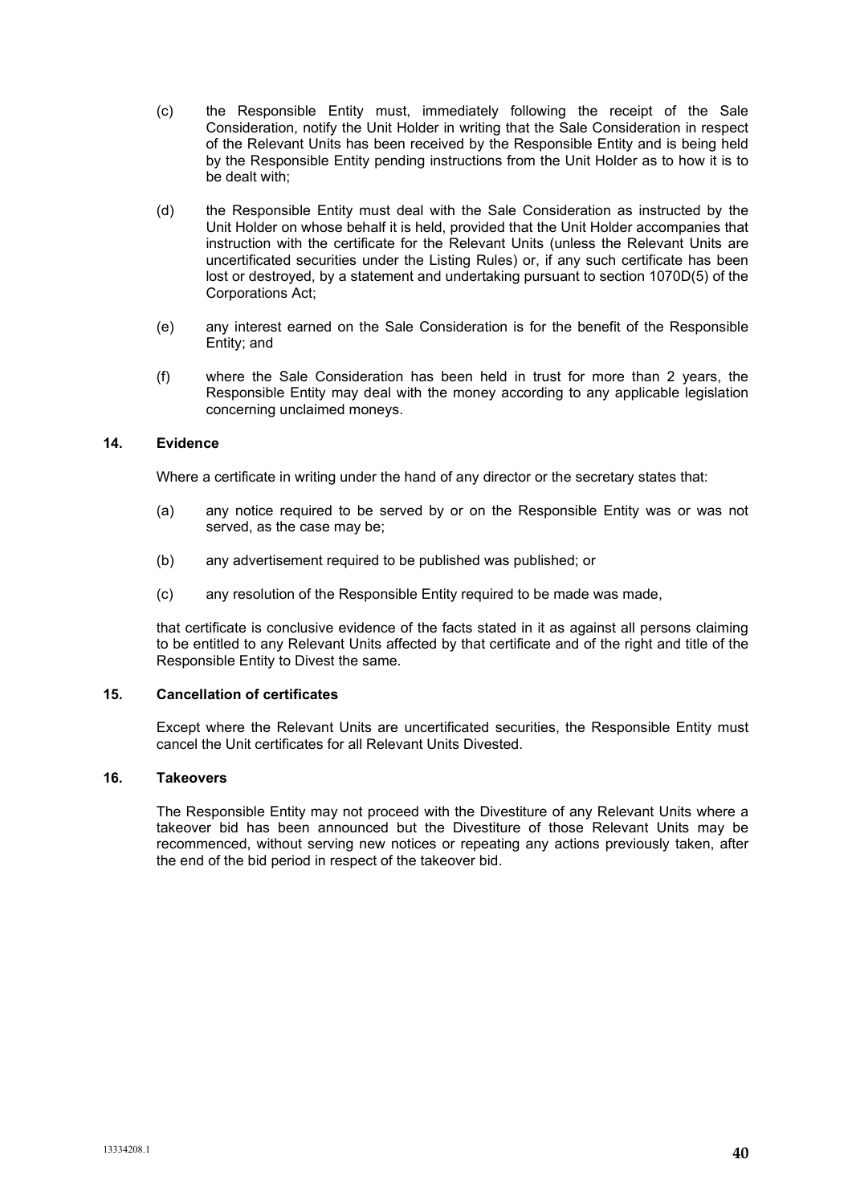(c) the Responsible Entity must, immediately following the receipt of the Sale Consideration, notify the Unit Holder in writing that the Sale Consideration in respect of the Relevant Units has been received by the Responsible Entity and is being held by the Responsible Entity pending instructions from the Unit Holder as to how it is to be dealt with;

(d) the Responsible Entity must deal with the Sale Consideration as instructed by the Unit Holder on whose behalf it is held, provided that the Unit Holder accompanies that instruction with the certificate for the Relevant Units (unless the Relevant Units are uncertificated securities under the Listing Rules) or, if any such certificate has been lost or destroyed, by a statement and undertaking pursuant to section 1070D(5) of the Corporations Act;

(e) any interest earned on the Sale Consideration is for the benefit of the Responsible Entity; and

(f) where the Sale Consideration has been held in trust for more than 2 years, the Responsible Entity may deal with the money according to any applicable legislation concerning unclaimed moneys.

**14. Evidence**

Where a certificate in writing under the hand of any director or the secretary states that:

(a) any notice required to be served by or on the Responsible Entity was or was not served, as the case may be;

(b) any advertisement required to be published was published; or

(c) any resolution of the Responsible Entity required to be made was made,

that certificate is conclusive evidence of the facts stated in it as against all persons claiming to be entitled to any Relevant Units affected by that certificate and of the right and title of the Responsible Entity to Divest the same.

**15. Cancellation of certificates**

Except where the Relevant Units are uncertificated securities, the Responsible Entity must cancel the Unit certificates for all Relevant Units Divested.

**16. Takeovers**

The Responsible Entity may not proceed with the Divestiture of any Relevant Units where a takeover bid has been announced but the Divestiture of those Relevant Units may be recommenced, without serving new notices or repeating any actions previously taken, after the end of the bid period in respect of the takeover bid.